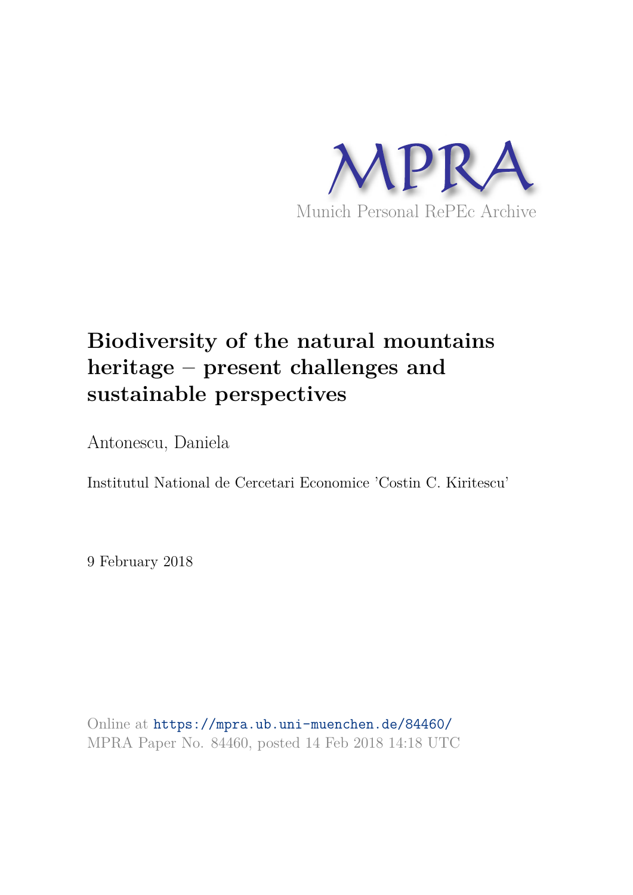MPRA

Munich Personal RePEc Archive

# Biodiversity of the natural mountains heritage – present challenges and sustainable perspectives

Antonescu, Daniela

Institutul National de Cercetari Economice 'Costin C. Kiritescu'

9 February 2018

Online at https://mpra.ub.uni-muenchen.de/84460/
MPRA Paper No. 84460, posted 14 Feb 2018 14:18 UTC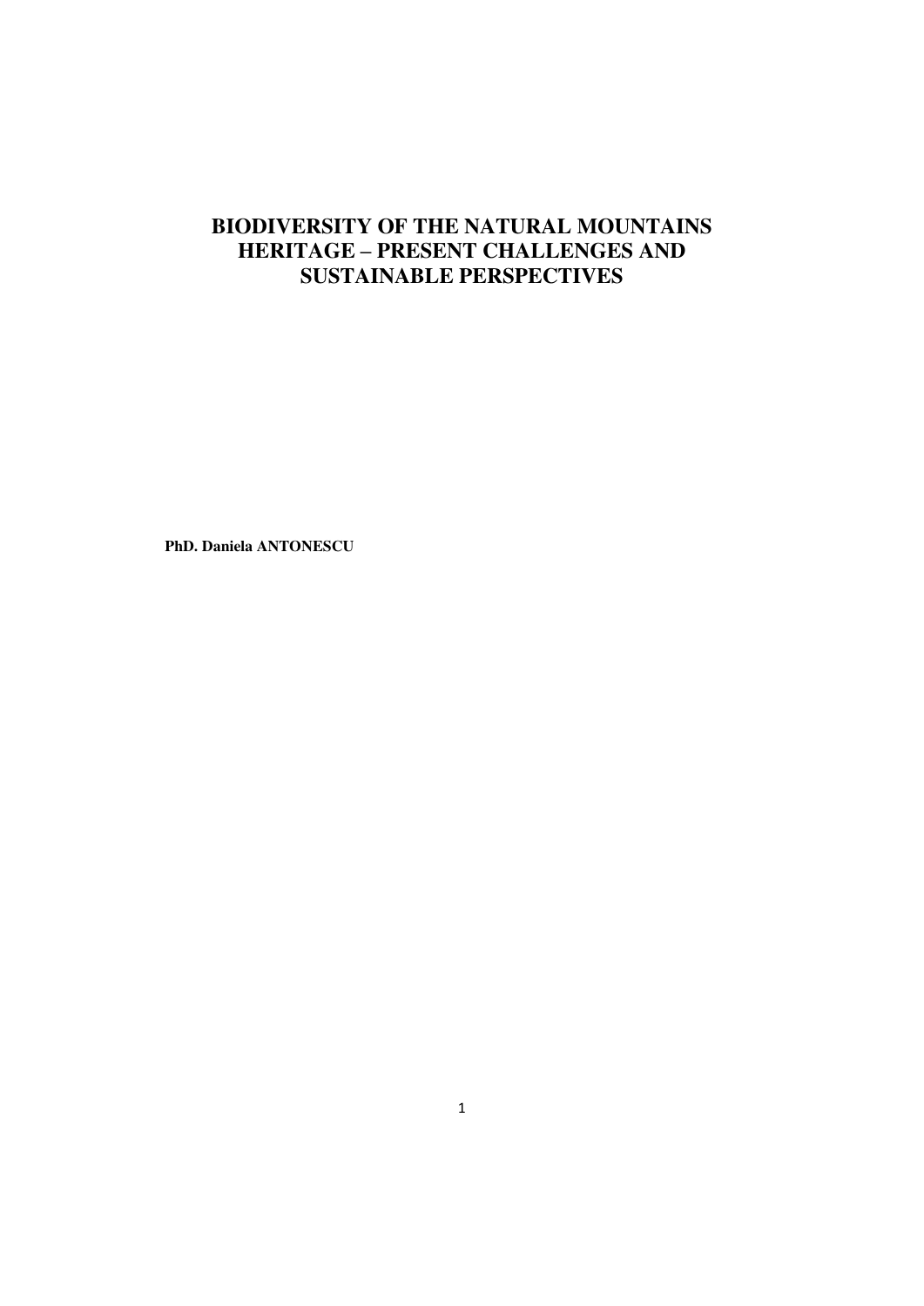# BIODIVERSITY OF THE NATURAL MOUNTAINS HERITAGE – PRESENT CHALLENGES AND SUSTAINABLE PERSPECTIVES

**PhD. Daniela ANTONESCU**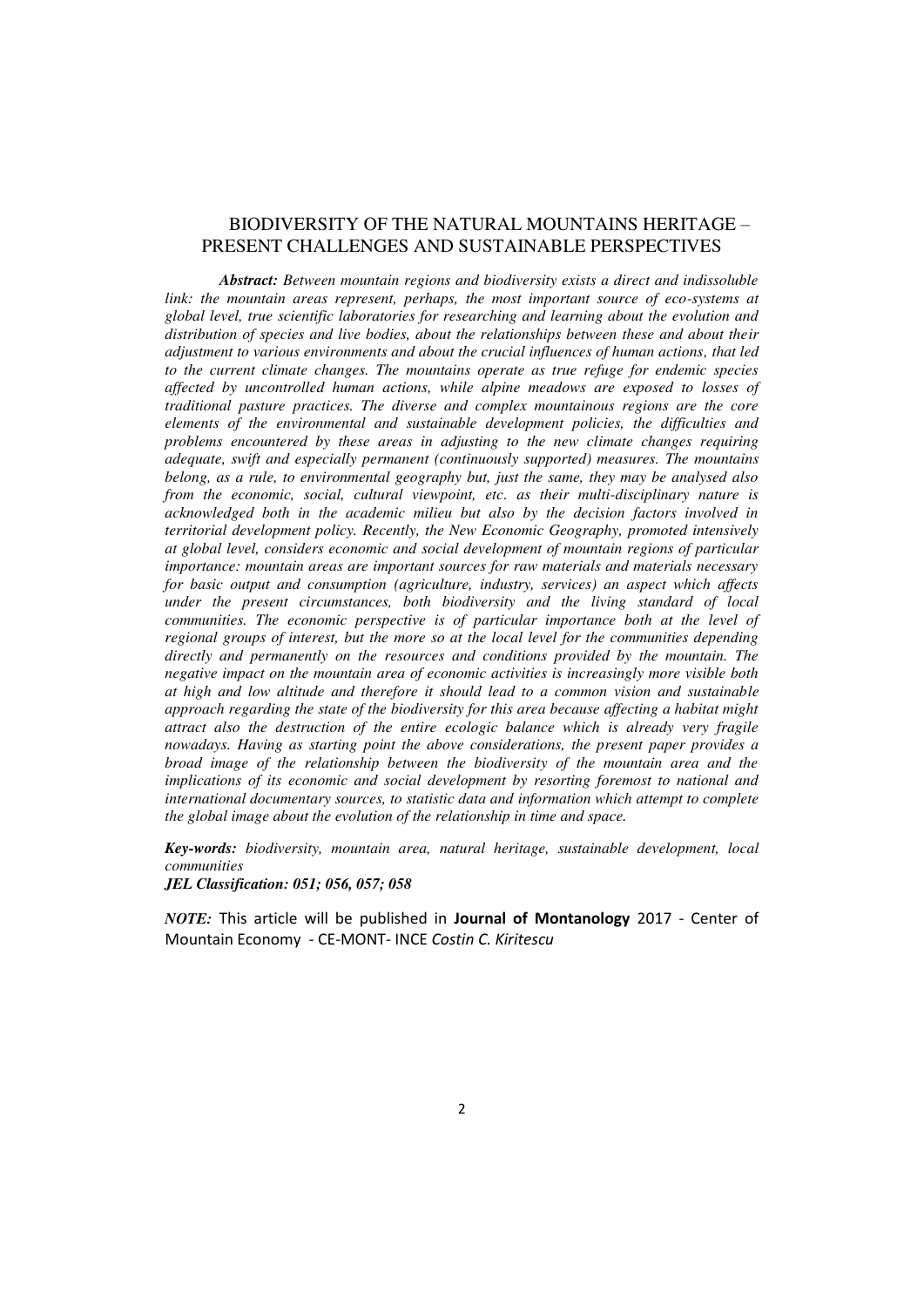# BIODIVERSITY OF THE NATURAL MOUNTAINS HERITAGE – PRESENT CHALLENGES AND SUSTAINABLE PERSPECTIVES

***Abstract:*** *Between mountain regions and biodiversity exists a direct and indissoluble link: the mountain areas represent, perhaps, the most important source of eco-systems at global level, true scientific laboratories for researching and learning about the evolution and distribution of species and live bodies, about the relationships between these and about their adjustment to various environments and about the crucial influences of human actions, that led to the current climate changes. The mountains operate as true refuge for endemic species affected by uncontrolled human actions, while alpine meadows are exposed to losses of traditional pasture practices. The diverse and complex mountainous regions are the core elements of the environmental and sustainable development policies, the difficulties and problems encountered by these areas in adjusting to the new climate changes requiring adequate, swift and especially permanent (continuously supported) measures. The mountains belong, as a rule, to environmental geography but, just the same, they may be analysed also from the economic, social, cultural viewpoint, etc. as their multi-disciplinary nature is acknowledged both in the academic milieu but also by the decision factors involved in territorial development policy. Recently, the New Economic Geography, promoted intensively at global level, considers economic and social development of mountain regions of particular importance: mountain areas are important sources for raw materials and materials necessary for basic output and consumption (agriculture, industry, services) an aspect which affects under the present circumstances, both biodiversity and the living standard of local communities. The economic perspective is of particular importance both at the level of regional groups of interest, but the more so at the local level for the communities depending directly and permanently on the resources and conditions provided by the mountain. The negative impact on the mountain area of economic activities is increasingly more visible both at high and low altitude and therefore it should lead to a common vision and sustainable approach regarding the state of the biodiversity for this area because affecting a habitat might attract also the destruction of the entire ecologic balance which is already very fragile nowadays. Having as starting point the above considerations, the present paper provides a broad image of the relationship between the biodiversity of the mountain area and the implications of its economic and social development by resorting foremost to national and international documentary sources, to statistic data and information which attempt to complete the global image about the evolution of the relationship in time and space.*

***Key-words:*** *biodiversity, mountain area, natural heritage, sustainable development, local communities*

***JEL Classification: 051; 056, 057; 058***

*NOTE:* This article will be published in **Journal of Montanology** 2017 - Center of Mountain Economy - CE-MONT- INCE *Costin C. Kiritescu*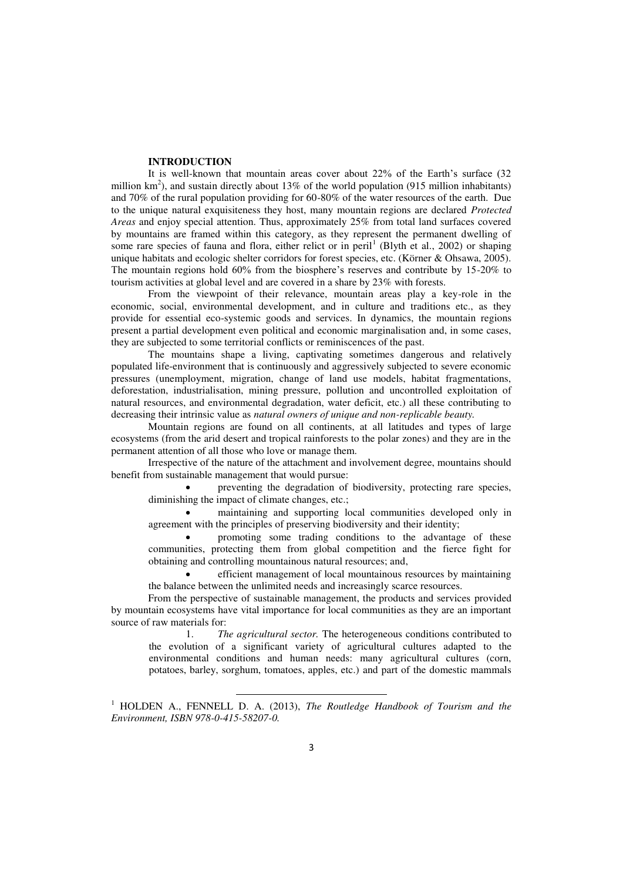## INTRODUCTION

It is well-known that mountain areas cover about 22% of the Earth's surface (32 million km$^2$), and sustain directly about 13% of the world population (915 million inhabitants) and 70% of the rural population providing for 60-80% of the water resources of the earth. Due to the unique natural exquisiteness they host, many mountain regions are declared *Protected Areas* and enjoy special attention. Thus, approximately 25% from total land surfaces covered by mountains are framed within this category, as they represent the permanent dwelling of some rare species of fauna and flora, either relict or in peril[1] (Blyth et al., 2002) or shaping unique habitats and ecologic shelter corridors for forest species, etc. (Körner & Ohsawa, 2005). The mountain regions hold 60% from the biosphere's reserves and contribute by 15-20% to tourism activities at global level and are covered in a share by 23% with forests.

From the viewpoint of their relevance, mountain areas play a key-role in the economic, social, environmental development, and in culture and traditions etc., as they provide for essential eco-systemic goods and services. In dynamics, the mountain regions present a partial development even political and economic marginalisation and, in some cases, they are subjected to some territorial conflicts or reminiscences of the past.

The mountains shape a living, captivating sometimes dangerous and relatively populated life-environment that is continuously and aggressively subjected to severe economic pressures (unemployment, migration, change of land use models, habitat fragmentations, deforestation, industrialisation, mining pressure, pollution and uncontrolled exploitation of natural resources, and environmental degradation, water deficit, etc.) all these contributing to decreasing their intrinsic value as *natural owners of unique and non-replicable beauty.*

Mountain regions are found on all continents, at all latitudes and types of large ecosystems (from the arid desert and tropical rainforests to the polar zones) and they are in the permanent attention of all those who love or manage them.

Irrespective of the nature of the attachment and involvement degree, mountains should benefit from sustainable management that would pursue:

- preventing the degradation of biodiversity, protecting rare species, diminishing the impact of climate changes, etc.;
- maintaining and supporting local communities developed only in agreement with the principles of preserving biodiversity and their identity;
- promoting some trading conditions to the advantage of these communities, protecting them from global competition and the fierce fight for obtaining and controlling mountainous natural resources; and,
- efficient management of local mountainous resources by maintaining the balance between the unlimited needs and increasingly scarce resources.

From the perspective of sustainable management, the products and services provided by mountain ecosystems have vital importance for local communities as they are an important source of raw materials for:

1. *The agricultural sector.* The heterogeneous conditions contributed to the evolution of a significant variety of agricultural cultures adapted to the environmental conditions and human needs: many agricultural cultures (corn, potatoes, barley, sorghum, tomatoes, apples, etc.) and part of the domestic mammals

---

[1] HOLDEN A., FENNELL D. A. (2013), *The Routledge Handbook of Tourism and the Environment, ISBN 978-0-415-58207-0.*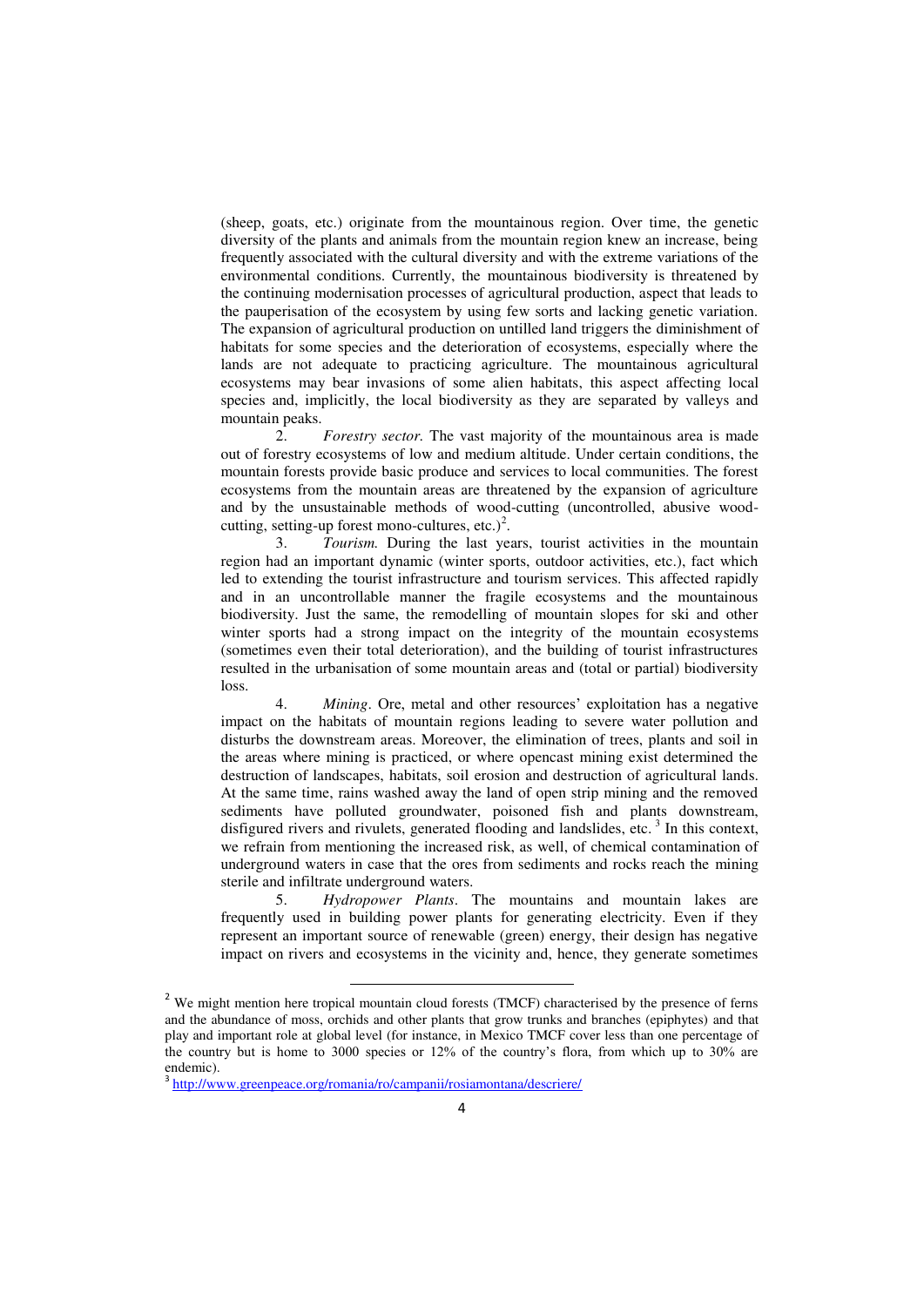(sheep, goats, etc.) originate from the mountainous region. Over time, the genetic diversity of the plants and animals from the mountain region knew an increase, being frequently associated with the cultural diversity and with the extreme variations of the environmental conditions. Currently, the mountainous biodiversity is threatened by the continuing modernisation processes of agricultural production, aspect that leads to the pauperisation of the ecosystem by using few sorts and lacking genetic variation. The expansion of agricultural production on untilled land triggers the diminishment of habitats for some species and the deterioration of ecosystems, especially where the lands are not adequate to practicing agriculture. The mountainous agricultural ecosystems may bear invasions of some alien habitats, this aspect affecting local species and, implicitly, the local biodiversity as they are separated by valleys and mountain peaks.

2. *Forestry sector.* The vast majority of the mountainous area is made out of forestry ecosystems of low and medium altitude. Under certain conditions, the mountain forests provide basic produce and services to local communities. The forest ecosystems from the mountain areas are threatened by the expansion of agriculture and by the unsustainable methods of wood-cutting (uncontrolled, abusive wood-cutting, setting-up forest mono-cultures, etc.)[2].

3. *Tourism.* During the last years, tourist activities in the mountain region had an important dynamic (winter sports, outdoor activities, etc.), fact which led to extending the tourist infrastructure and tourism services. This affected rapidly and in an uncontrollable manner the fragile ecosystems and the mountainous biodiversity. Just the same, the remodelling of mountain slopes for ski and other winter sports had a strong impact on the integrity of the mountain ecosystems (sometimes even their total deterioration), and the building of tourist infrastructures resulted in the urbanisation of some mountain areas and (total or partial) biodiversity loss.

4. *Mining*. Ore, metal and other resources' exploitation has a negative impact on the habitats of mountain regions leading to severe water pollution and disturbs the downstream areas. Moreover, the elimination of trees, plants and soil in the areas where mining is practiced, or where opencast mining exist determined the destruction of landscapes, habitats, soil erosion and destruction of agricultural lands. At the same time, rains washed away the land of open strip mining and the removed sediments have polluted groundwater, poisoned fish and plants downstream, disfigured rivers and rivulets, generated flooding and landslides, etc. [3] In this context, we refrain from mentioning the increased risk, as well, of chemical contamination of underground waters in case that the ores from sediments and rocks reach the mining sterile and infiltrate underground waters.

5. *Hydropower Plants*. The mountains and mountain lakes are frequently used in building power plants for generating electricity. Even if they represent an important source of renewable (green) energy, their design has negative impact on rivers and ecosystems in the vicinity and, hence, they generate sometimes

---

[2] We might mention here tropical mountain cloud forests (TMCF) characterised by the presence of ferns and the abundance of moss, orchids and other plants that grow trunks and branches (epiphytes) and that play and important role at global level (for instance, in Mexico TMCF cover less than one percentage of the country but is home to 3000 species or 12% of the country's flora, from which up to 30% are endemic).

[3] http://www.greenpeace.org/romania/ro/campanii/rosiamontana/descriere/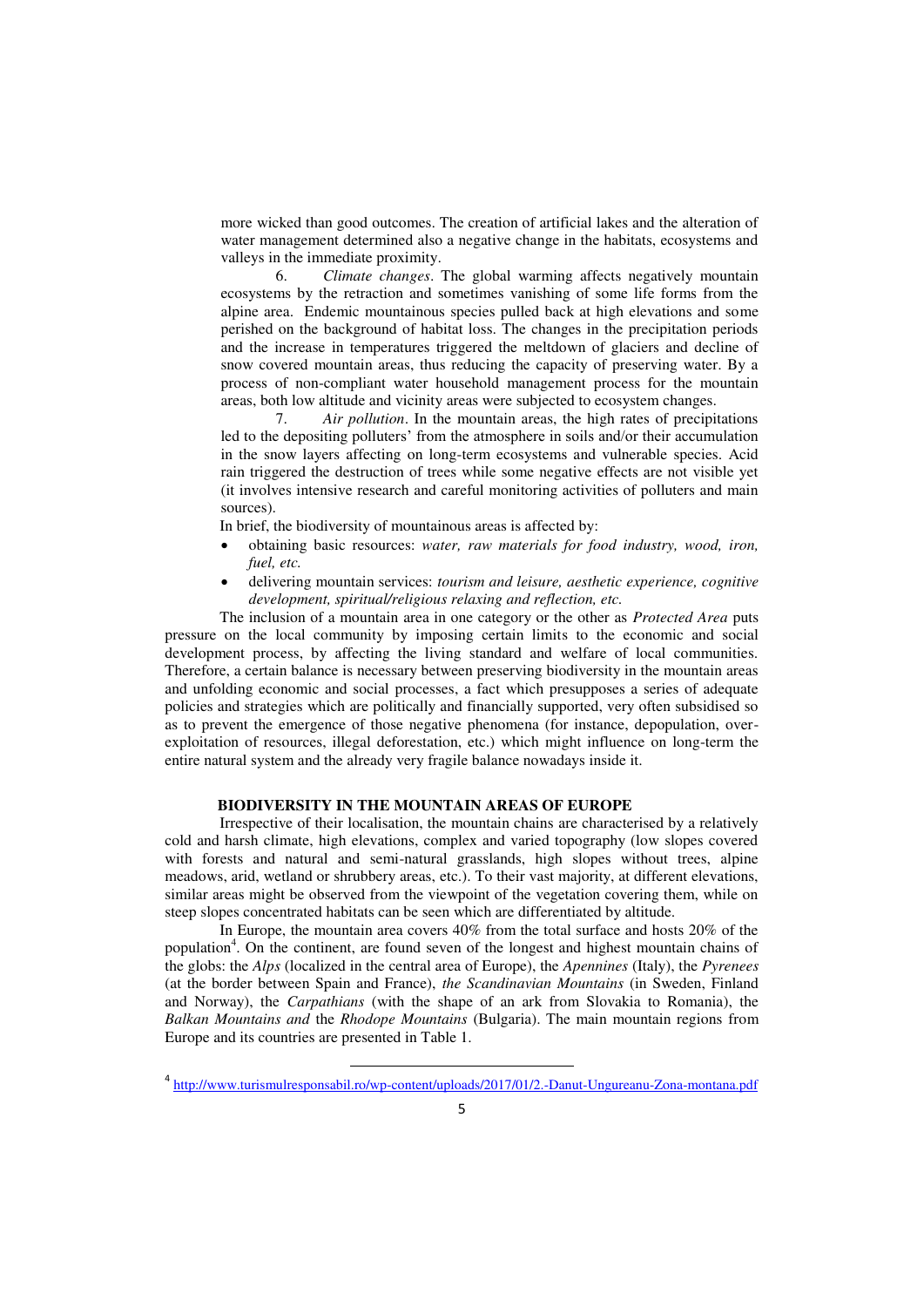more wicked than good outcomes. The creation of artificial lakes and the alteration of water management determined also a negative change in the habitats, ecosystems and valleys in the immediate proximity.

6. *Climate changes*. The global warming affects negatively mountain ecosystems by the retraction and sometimes vanishing of some life forms from the alpine area. Endemic mountainous species pulled back at high elevations and some perished on the background of habitat loss. The changes in the precipitation periods and the increase in temperatures triggered the meltdown of glaciers and decline of snow covered mountain areas, thus reducing the capacity of preserving water. By a process of non-compliant water household management process for the mountain areas, both low altitude and vicinity areas were subjected to ecosystem changes.

7. *Air pollution*. In the mountain areas, the high rates of precipitations led to the depositing polluters' from the atmosphere in soils and/or their accumulation in the snow layers affecting on long-term ecosystems and vulnerable species. Acid rain triggered the destruction of trees while some negative effects are not visible yet (it involves intensive research and careful monitoring activities of polluters and main sources).

In brief, the biodiversity of mountainous areas is affected by:

- obtaining basic resources: *water, raw materials for food industry, wood, iron, fuel, etc.*
- delivering mountain services: *tourism and leisure, aesthetic experience, cognitive development, spiritual/religious relaxing and reflection, etc.*

The inclusion of a mountain area in one category or the other as *Protected Area* puts pressure on the local community by imposing certain limits to the economic and social development process, by affecting the living standard and welfare of local communities. Therefore, a certain balance is necessary between preserving biodiversity in the mountain areas and unfolding economic and social processes, a fact which presupposes a series of adequate policies and strategies which are politically and financially supported, very often subsidised so as to prevent the emergence of those negative phenomena (for instance, depopulation, over-exploitation of resources, illegal deforestation, etc.) which might influence on long-term the entire natural system and the already very fragile balance nowadays inside it.

## BIODIVERSITY IN THE MOUNTAIN AREAS OF EUROPE

Irrespective of their localisation, the mountain chains are characterised by a relatively cold and harsh climate, high elevations, complex and varied topography (low slopes covered with forests and natural and semi-natural grasslands, high slopes without trees, alpine meadows, arid, wetland or shrubbery areas, etc.). To their vast majority, at different elevations, similar areas might be observed from the viewpoint of the vegetation covering them, while on steep slopes concentrated habitats can be seen which are differentiated by altitude.

In Europe, the mountain area covers 40% from the total surface and hosts 20% of the population[4]. On the continent, are found seven of the longest and highest mountain chains of the globs: the *Alps* (localized in the central area of Europe), the *Apennines* (Italy), the *Pyrenees* (at the border between Spain and France), *the Scandinavian Mountains* (in Sweden, Finland and Norway), the *Carpathians* (with the shape of an ark from Slovakia to Romania), the *Balkan Mountains and* the *Rhodope Mountains* (Bulgaria). The main mountain regions from Europe and its countries are presented in Table 1.

[4] http://www.turismulresponsabil.ro/wp-content/uploads/2017/01/2.-Danut-Ungureanu-Zona-montana.pdf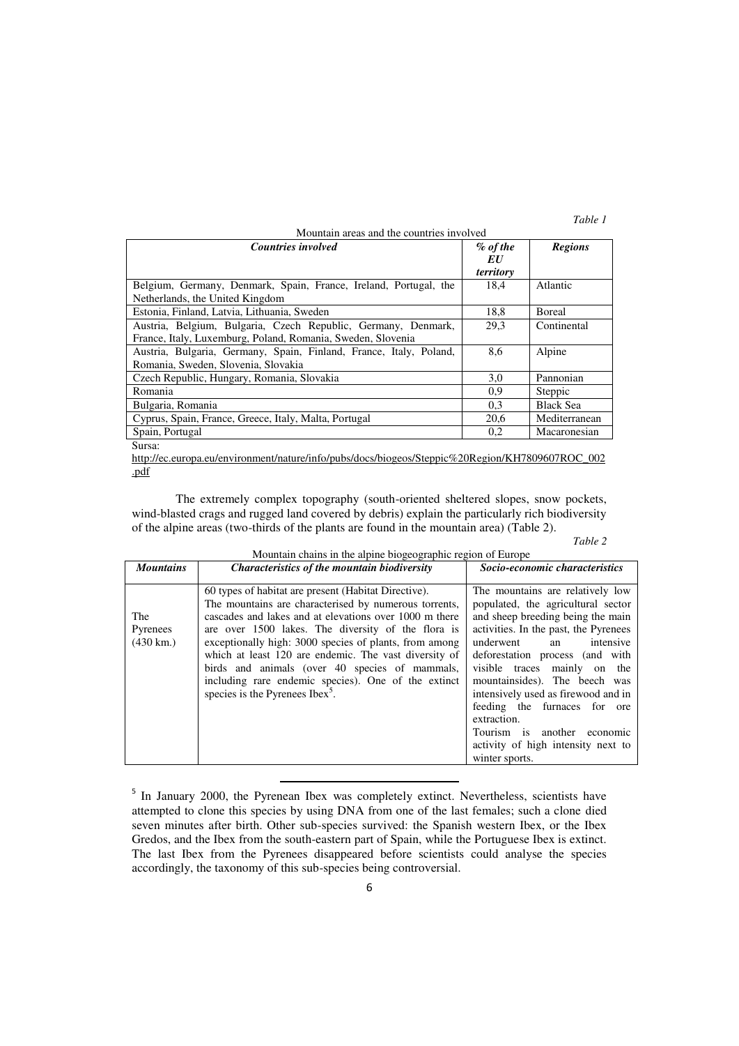*Table 1*

Mountain areas and the countries involved

| *Countries involved* | *% of the EU territory* | *Regions* |
|---|---|---|
| Belgium, Germany, Denmark, Spain, France, Ireland, Portugal, the Netherlands, the United Kingdom | 18,4 | Atlantic |
| Estonia, Finland, Latvia, Lithuania, Sweden | 18,8 | Boreal |
| Austria, Belgium, Bulgaria, Czech Republic, Germany, Denmark, France, Italy, Luxemburg, Poland, Romania, Sweden, Slovenia | 29,3 | Continental |
| Austria, Bulgaria, Germany, Spain, Finland, France, Italy, Poland, Romania, Sweden, Slovenia, Slovakia | 8,6 | Alpine |
| Czech Republic, Hungary, Romania, Slovakia | 3,0 | Pannonian |
| Romania | 0,9 | Steppic |
| Bulgaria, Romania | 0,3 | Black Sea |
| Cyprus, Spain, France, Greece, Italy, Malta, Portugal | 20,6 | Mediterranean |
| Spain, Portugal | 0,2 | Macaronesian |

Sursa: http://ec.europa.eu/environment/nature/info/pubs/docs/biogeos/Steppic%20Region/KH7809607ROC_002.pdf

The extremely complex topography (south-oriented sheltered slopes, snow pockets, wind-blasted crags and rugged land covered by debris) explain the particularly rich biodiversity of the alpine areas (two-thirds of the plants are found in the mountain area) (Table 2).

*Table 2*

Mountain chains in the alpine biogeographic region of Europe

| *Mountains* | *Characteristics of the mountain biodiversity* | *Socio-economic characteristics* |
|---|---|---|
| The Pyrenees (430 km.) | 60 types of habitat are present (Habitat Directive). The mountains are characterised by numerous torrents, cascades and lakes and at elevations over 1000 m there are over 1500 lakes. The diversity of the flora is exceptionally high: 3000 species of plants, from among which at least 120 are endemic. The vast diversity of birds and animals (over 40 species of mammals, including rare endemic species). One of the extinct species is the Pyrenees Ibex[5]. | The mountains are relatively low populated, the agricultural sector and sheep breeding being the main activities. In the past, the Pyrenees underwent an intensive deforestation process (and with visible traces mainly on the mountainsides). The beech was intensively used as firewood and in feeding the furnaces for ore extraction. Tourism is another economic activity of high intensity next to winter sports. |

[5] In January 2000, the Pyrenean Ibex was completely extinct. Nevertheless, scientists have attempted to clone this species by using DNA from one of the last females; such a clone died seven minutes after birth. Other sub-species survived: the Spanish western Ibex, or the Ibex Gredos, and the Ibex from the south-eastern part of Spain, while the Portuguese Ibex is extinct. The last Ibex from the Pyrenees disappeared before scientists could analyse the species accordingly, the taxonomy of this sub-species being controversial.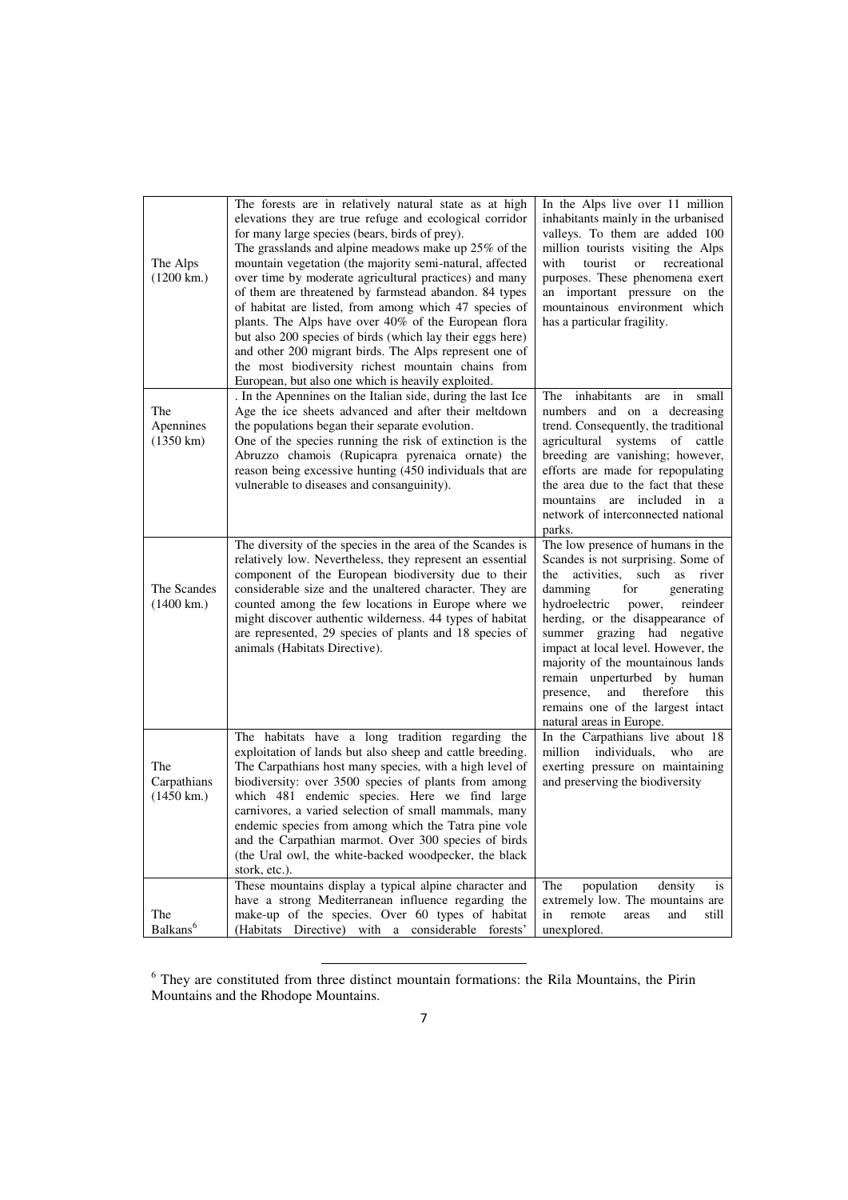| | | |
|---|---|---|
| The Alps (1200 km.) | The forests are in relatively natural state as at high elevations they are true refuge and ecological corridor for many large species (bears, birds of prey). The grasslands and alpine meadows make up 25% of the mountain vegetation (the majority semi-natural, affected over time by moderate agricultural practices) and many of them are threatened by farmstead abandon. 84 types of habitat are listed, from among which 47 species of plants. The Alps have over 40% of the European flora but also 200 species of birds (which lay their eggs here) and other 200 migrant birds. The Alps represent one of the most biodiversity richest mountain chains from European, but also one which is heavily exploited. | In the Alps live over 11 million inhabitants mainly in the urbanised valleys. To them are added 100 million tourists visiting the Alps with tourist or recreational purposes. These phenomena exert an important pressure on the mountainous environment which has a particular fragility. |
| The Apennines (1350 km) | . In the Apennines on the Italian side, during the last Ice Age the ice sheets advanced and after their meltdown the populations began their separate evolution. One of the species running the risk of extinction is the Abruzzo chamois (Rupicapra pyrenaica ornate) the reason being excessive hunting (450 individuals that are vulnerable to diseases and consanguinity). | The inhabitants are in small numbers and on a decreasing trend. Consequently, the traditional agricultural systems of cattle breeding are vanishing; however, efforts are made for repopulating the area due to the fact that these mountains are included in a network of interconnected national parks. |
| The Scandes (1400 km.) | The diversity of the species in the area of the Scandes is relatively low. Nevertheless, they represent an essential component of the European biodiversity due to their considerable size and the unaltered character. They are counted among the few locations in Europe where we might discover authentic wilderness. 44 types of habitat are represented, 29 species of plants and 18 species of animals (Habitats Directive). | The low presence of humans in the Scandes is not surprising. Some of the activities, such as river damming for generating hydroelectric power, reindeer herding, or the disappearance of summer grazing had negative impact at local level. However, the majority of the mountainous lands remain unperturbed by human presence, and therefore this remains one of the largest intact natural areas in Europe. |
| The Carpathians (1450 km.) | The habitats have a long tradition regarding the exploitation of lands but also sheep and cattle breeding. The Carpathians host many species, with a high level of biodiversity: over 3500 species of plants from among which 481 endemic species. Here we find large carnivores, a varied selection of small mammals, many endemic species from among which the Tatra pine vole and the Carpathian marmot. Over 300 species of birds (the Ural owl, the white-backed woodpecker, the black stork, etc.). | In the Carpathians live about 18 million individuals, who are exerting pressure on maintaining and preserving the biodiversity |
| The Balkans[6] | These mountains display a typical alpine character and have a strong Mediterranean influence regarding the make-up of the species. Over 60 types of habitat (Habitats Directive) with a considerable forests' | The population density is extremely low. The mountains are in remote areas and still unexplored. |

[6] They are constituted from three distinct mountain formations: the Rila Mountains, the Pirin Mountains and the Rhodope Mountains.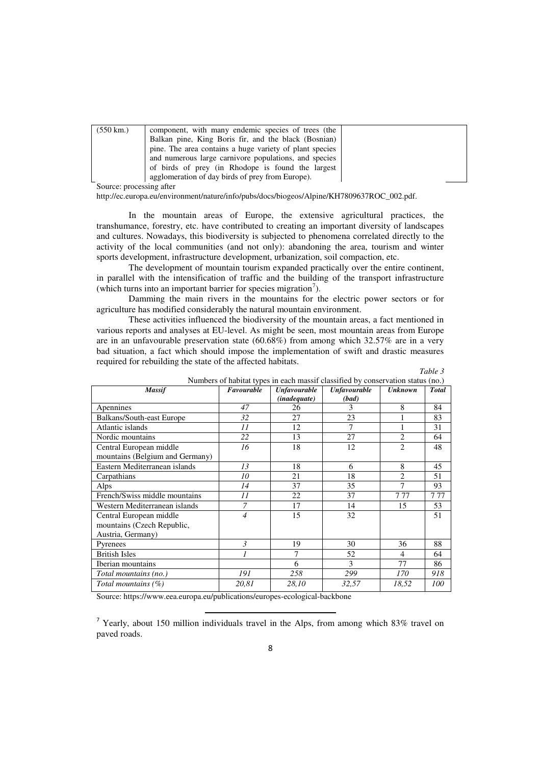| (550 km.) | component, with many endemic species of trees (the Balkan pine, King Boris fir, and the black (Bosnian) pine. The area contains a huge variety of plant species and numerous large carnivore populations, and species of birds of prey (in Rhodope is found the largest agglomeration of day birds of prey from Europe). | |
|---|---|---|

Source: processing after http://ec.europa.eu/environment/nature/info/pubs/docs/biogeos/Alpine/KH7809637ROC_002.pdf.

In the mountain areas of Europe, the extensive agricultural practices, the transhumance, forestry, etc. have contributed to creating an important diversity of landscapes and cultures. Nowadays, this biodiversity is subjected to phenomena correlated directly to the activity of the local communities (and not only): abandoning the area, tourism and winter sports development, infrastructure development, urbanization, soil compaction, etc.

The development of mountain tourism expanded practically over the entire continent, in parallel with the intensification of traffic and the building of the transport infrastructure (which turns into an important barrier for species migration[7]).

Damming the main rivers in the mountains for the electric power sectors or for agriculture has modified considerably the natural mountain environment.

These activities influenced the biodiversity of the mountain areas, a fact mentioned in various reports and analyses at EU-level. As might be seen, most mountain areas from Europe are in an unfavourable preservation state (60.68%) from among which 32.57% are in a very bad situation, a fact which should impose the implementation of swift and drastic measures required for rebuilding the state of the affected habitats.

*Table 3*

Numbers of habitat types in each massif classified by conservation status (no.)

| *Massif* | *Favourable* | *Unfavourable (inadequate)* | *Unfavourable (bad)* | *Unknown* | *Total* |
|---|---|---|---|---|---|
| Apennines | *47* | 26 | 3 | 8 | 84 |
| Balkans/South-east Europe | *32* | 27 | 23 | 1 | 83 |
| Atlantic islands | *11* | 12 | 7 | 1 | 31 |
| Nordic mountains | *22* | 13 | 27 | 2 | 64 |
| Central European middle mountains (Belgium and Germany) | *16* | 18 | 12 | 2 | 48 |
| Eastern Mediterranean islands | *13* | 18 | 6 | 8 | 45 |
| Carpathians | *10* | 21 | 18 | 2 | 51 |
| Alps | *14* | 37 | 35 | 7 | 93 |
| French/Swiss middle mountains | *11* | 22 | 37 | 7 77 | 7 77 |
| Western Mediterranean islands | *7* | 17 | 14 | 15 | 53 |
| Central European middle mountains (Czech Republic, Austria, Germany) | *4* | 15 | 32 | | 51 |
| Pyrenees | *3* | 19 | 30 | 36 | 88 |
| British Isles | *1* | 7 | 52 | 4 | 64 |
| Iberian mountains | | 6 | 3 | 77 | 86 |
| *Total mountains (no.)* | *191* | *258* | *299* | *170* | *918* |
| *Total mountains (%)* | *20,81* | *28,10* | *32,57* | *18,52* | *100* |

Source: https://www.eea.europa.eu/publications/europes-ecological-backbone

[7] Yearly, about 150 million individuals travel in the Alps, from among which 83% travel on paved roads.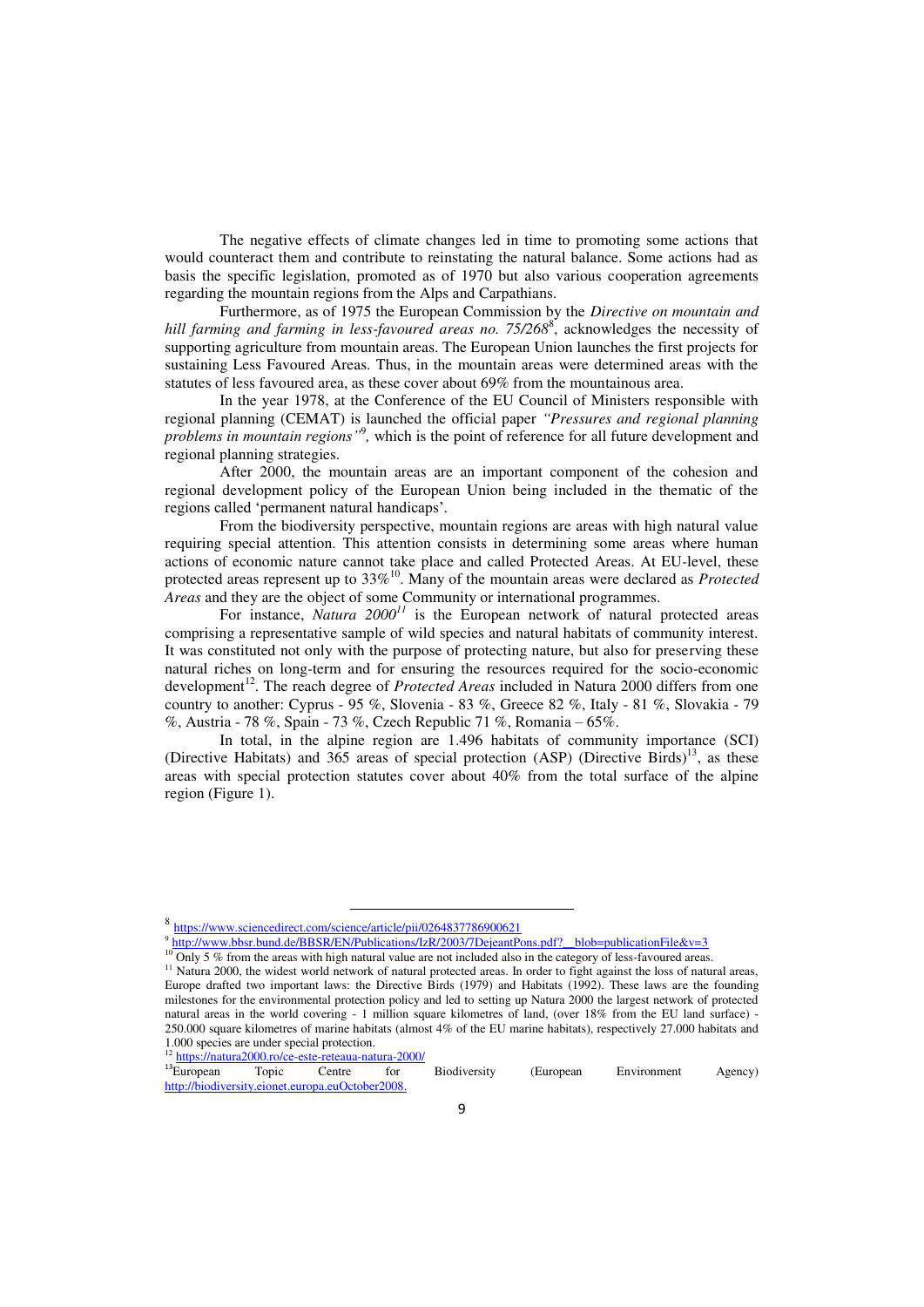The negative effects of climate changes led in time to promoting some actions that would counteract them and contribute to reinstating the natural balance. Some actions had as basis the specific legislation, promoted as of 1970 but also various cooperation agreements regarding the mountain regions from the Alps and Carpathians.

Furthermore, as of 1975 the European Commission by the *Directive on mountain and hill farming and farming in less-favoured areas no. 75/268*[8], acknowledges the necessity of supporting agriculture from mountain areas. The European Union launches the first projects for sustaining Less Favoured Areas. Thus, in the mountain areas were determined areas with the statutes of less favoured area, as these cover about 69% from the mountainous area.

In the year 1978, at the Conference of the EU Council of Ministers responsible with regional planning (CEMAT) is launched the official paper *"Pressures and regional planning problems in mountain regions"*[9], which is the point of reference for all future development and regional planning strategies.

After 2000, the mountain areas are an important component of the cohesion and regional development policy of the European Union being included in the thematic of the regions called 'permanent natural handicaps'.

From the biodiversity perspective, mountain regions are areas with high natural value requiring special attention. This attention consists in determining some areas where human actions of economic nature cannot take place and called Protected Areas. At EU-level, these protected areas represent up to 33%[10]. Many of the mountain areas were declared as *Protected Areas* and they are the object of some Community or international programmes.

For instance, *Natura 2000*[11] is the European network of natural protected areas comprising a representative sample of wild species and natural habitats of community interest. It was constituted not only with the purpose of protecting nature, but also for preserving these natural riches on long-term and for ensuring the resources required for the socio-economic development[12]. The reach degree of *Protected Areas* included in Natura 2000 differs from one country to another: Cyprus - 95 %, Slovenia - 83 %, Greece 82 %, Italy - 81 %, Slovakia - 79 %, Austria - 78 %, Spain - 73 %, Czech Republic 71 %, Romania – 65%.

In total, in the alpine region are 1.496 habitats of community importance (SCI) (Directive Habitats) and 365 areas of special protection (ASP) (Directive Birds)[13], as these areas with special protection statutes cover about 40% from the total surface of the alpine region (Figure 1).

---

[8] https://www.sciencedirect.com/science/article/pii/0264837786900621

[9] http://www.bbsr.bund.de/BBSR/EN/Publications/IzR/2003/7DejeantPons.pdf?__blob=publicationFile&v=3

[10] Only 5 % from the areas with high natural value are not included also in the category of less-favoured areas.

[11] Natura 2000, the widest world network of natural protected areas. In order to fight against the loss of natural areas, Europe drafted two important laws: the Directive Birds (1979) and Habitats (1992). These laws are the founding milestones for the environmental protection policy and led to setting up Natura 2000 the largest network of protected natural areas in the world covering - 1 million square kilometres of land, (over 18% from the EU land surface) - 250.000 square kilometres of marine habitats (almost 4% of the EU marine habitats), respectively 27.000 habitats and 1.000 species are under special protection.

[12] https://natura2000.ro/ce-este-reteaua-natura-2000/

[13] European Topic Centre for Biodiversity (European Environment Agency) http://biodiversity.eionet.europa.euOctober2008.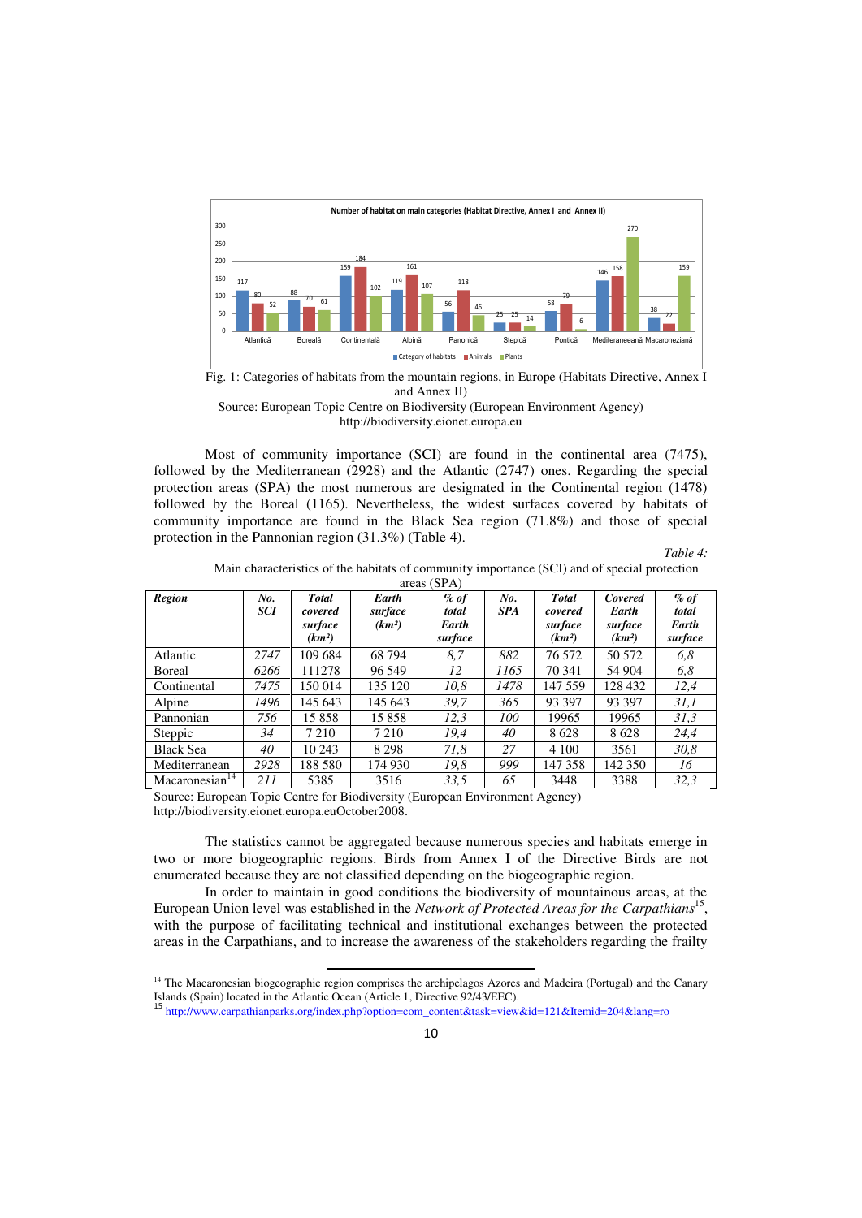Fig. 1: Categories of habitats from the mountain regions, in Europe (Habitats Directive, Annex I and Annex II)

Source: European Topic Centre on Biodiversity (European Environment Agency) http://biodiversity.eionet.europa.eu

Most of community importance (SCI) are found in the continental area (7475), followed by the Mediterranean (2928) and the Atlantic (2747) ones. Regarding the special protection areas (SPA) the most numerous are designated in the Continental region (1478) followed by the Boreal (1165). Nevertheless, the widest surfaces covered by habitats of community importance are found in the Black Sea region (71.8%) and those of special protection in the Pannonian region (31.3%) (Table 4).

*Table 4:*

Main characteristics of the habitats of community importance (SCI) and of special protection areas (SPA)

| *Region* | *No. SCI* | *Total covered surface (km²)* | *Earth surface (km²)* | *% of total Earth surface* | *No. SPA* | *Total covered surface (km²)* | *Covered Earth surface (km²)* | *% of total Earth surface* |
|---|---|---|---|---|---|---|---|---|
| Atlantic | *2747* | 109 684 | 68 794 | *8,7* | *882* | 76 572 | 50 572 | *6,8* |
| Boreal | *6266* | 111278 | 96 549 | *12* | *1165* | 70 341 | 54 904 | *6,8* |
| Continental | *7475* | 150 014 | 135 120 | *10,8* | *1478* | 147 559 | 128 432 | *12,4* |
| Alpine | *1496* | 145 643 | 145 643 | *39,7* | *365* | 93 397 | 93 397 | *31,1* |
| Pannonian | *756* | 15 858 | 15 858 | *12,3* | *100* | 19965 | 19965 | *31,3* |
| Steppic | *34* | 7 210 | 7 210 | *19,4* | *40* | 8 628 | 8 628 | *24,4* |
| Black Sea | *40* | 10 243 | 8 298 | *71,8* | *27* | 4 100 | 3561 | *30,8* |
| Mediterranean | *2928* | 188 580 | 174 930 | *19,8* | *999* | 147 358 | 142 350 | *16* |
| Macaronesian[14] | *211* | 5385 | 3516 | *33,5* | *65* | 3448 | 3388 | *32,3* |

Source: European Topic Centre for Biodiversity (European Environment Agency) http://biodiversity.eionet.europa.euOctober2008.

The statistics cannot be aggregated because numerous species and habitats emerge in two or more biogeographic regions. Birds from Annex I of the Directive Birds are not enumerated because they are not classified depending on the biogeographic region.

In order to maintain in good conditions the biodiversity of mountainous areas, at the European Union level was established in the *Network of Protected Areas for the Carpathians*[15], with the purpose of facilitating technical and institutional exchanges between the protected areas in the Carpathians, and to increase the awareness of the stakeholders regarding the frailty

---

[14] The Macaronesian biogeographic region comprises the archipelagos Azores and Madeira (Portugal) and the Canary Islands (Spain) located in the Atlantic Ocean (Article 1, Directive 92/43/EEC).

[15] http://www.carpathianparks.org/index.php?option=com_content&task=view&id=121&Itemid=204&lang=ro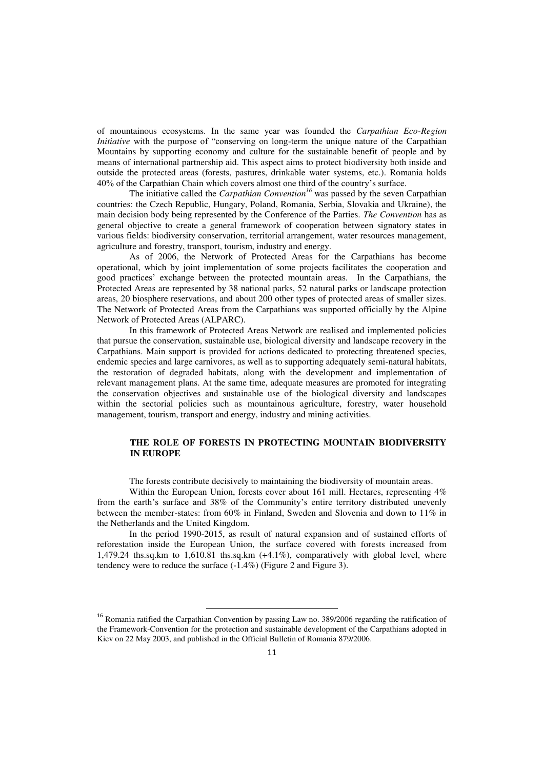of mountainous ecosystems. In the same year was founded the *Carpathian Eco-Region Initiative* with the purpose of "conserving on long-term the unique nature of the Carpathian Mountains by supporting economy and culture for the sustainable benefit of people and by means of international partnership aid. This aspect aims to protect biodiversity both inside and outside the protected areas (forests, pastures, drinkable water systems, etc.). Romania holds 40% of the Carpathian Chain which covers almost one third of the country's surface.

The initiative called the *Carpathian Convention*[16] was passed by the seven Carpathian countries: the Czech Republic, Hungary, Poland, Romania, Serbia, Slovakia and Ukraine), the main decision body being represented by the Conference of the Parties. *The Convention* has as general objective to create a general framework of cooperation between signatory states in various fields: biodiversity conservation, territorial arrangement, water resources management, agriculture and forestry, transport, tourism, industry and energy.

As of 2006, the Network of Protected Areas for the Carpathians has become operational, which by joint implementation of some projects facilitates the cooperation and good practices' exchange between the protected mountain areas. In the Carpathians, the Protected Areas are represented by 38 national parks, 52 natural parks or landscape protection areas, 20 biosphere reservations, and about 200 other types of protected areas of smaller sizes. The Network of Protected Areas from the Carpathians was supported officially by the Alpine Network of Protected Areas (ALPARC).

In this framework of Protected Areas Network are realised and implemented policies that pursue the conservation, sustainable use, biological diversity and landscape recovery in the Carpathians. Main support is provided for actions dedicated to protecting threatened species, endemic species and large carnivores, as well as to supporting adequately semi-natural habitats, the restoration of degraded habitats, along with the development and implementation of relevant management plans. At the same time, adequate measures are promoted for integrating the conservation objectives and sustainable use of the biological diversity and landscapes within the sectorial policies such as mountainous agriculture, forestry, water household management, tourism, transport and energy, industry and mining activities.

## THE ROLE OF FORESTS IN PROTECTING MOUNTAIN BIODIVERSITY IN EUROPE

The forests contribute decisively to maintaining the biodiversity of mountain areas.

Within the European Union, forests cover about 161 mill. Hectares, representing 4% from the earth's surface and 38% of the Community's entire territory distributed unevenly between the member-states: from 60% in Finland, Sweden and Slovenia and down to 11% in the Netherlands and the United Kingdom.

In the period 1990-2015, as result of natural expansion and of sustained efforts of reforestation inside the European Union, the surface covered with forests increased from 1,479.24 ths.sq.km to 1,610.81 ths.sq.km (+4.1%), comparatively with global level, where tendency were to reduce the surface (-1.4%) (Figure 2 and Figure 3).

---

[16] Romania ratified the Carpathian Convention by passing Law no. 389/2006 regarding the ratification of the Framework-Convention for the protection and sustainable development of the Carpathians adopted in Kiev on 22 May 2003, and published in the Official Bulletin of Romania 879/2006.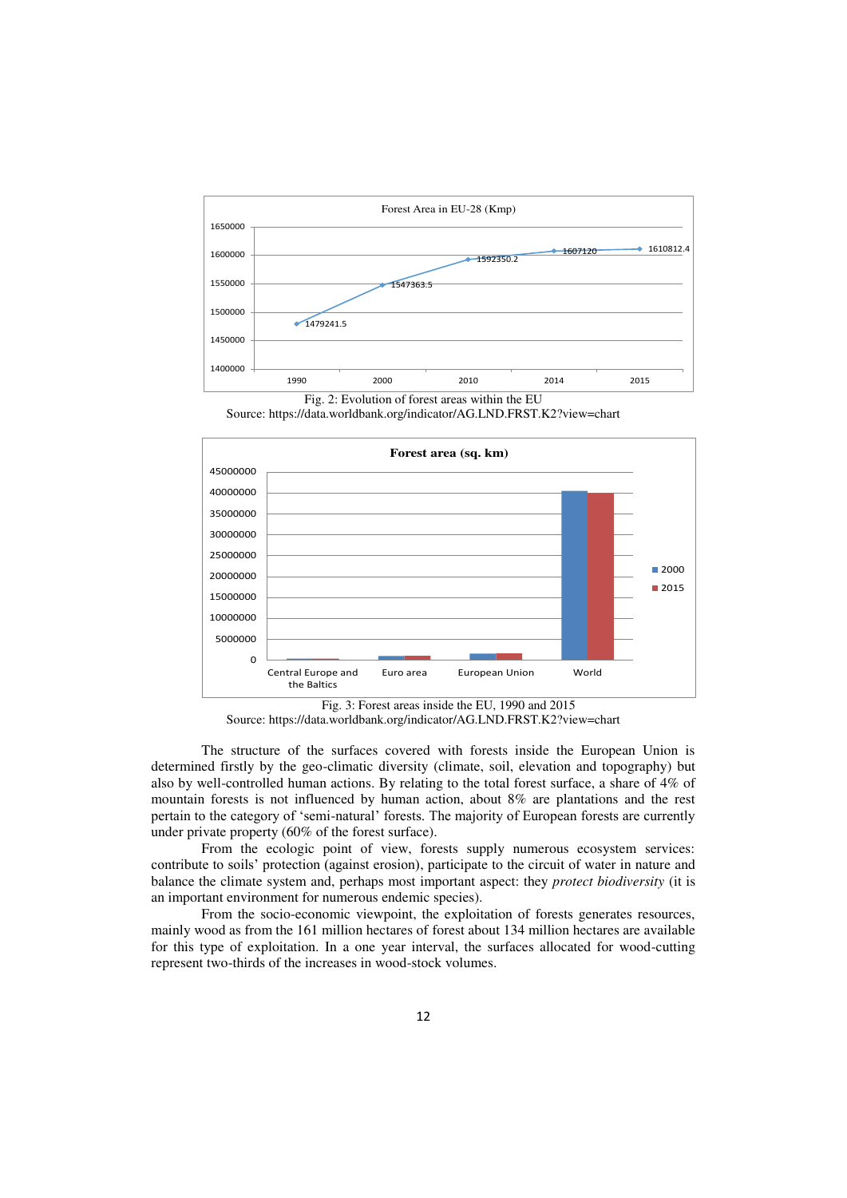Fig. 2: Evolution of forest areas within the EU
Source: https://data.worldbank.org/indicator/AG.LND.FRST.K2?view=chart

Fig. 3: Forest areas inside the EU, 1990 and 2015
Source: https://data.worldbank.org/indicator/AG.LND.FRST.K2?view=chart

The structure of the surfaces covered with forests inside the European Union is determined firstly by the geo-climatic diversity (climate, soil, elevation and topography) but also by well-controlled human actions. By relating to the total forest surface, a share of 4% of mountain forests is not influenced by human action, about 8% are plantations and the rest pertain to the category of 'semi-natural' forests. The majority of European forests are currently under private property (60% of the forest surface).

From the ecologic point of view, forests supply numerous ecosystem services: contribute to soils' protection (against erosion), participate to the circuit of water in nature and balance the climate system and, perhaps most important aspect: they *protect biodiversity* (it is an important environment for numerous endemic species).

From the socio-economic viewpoint, the exploitation of forests generates resources, mainly wood as from the 161 million hectares of forest about 134 million hectares are available for this type of exploitation. In a one year interval, the surfaces allocated for wood-cutting represent two-thirds of the increases in wood-stock volumes.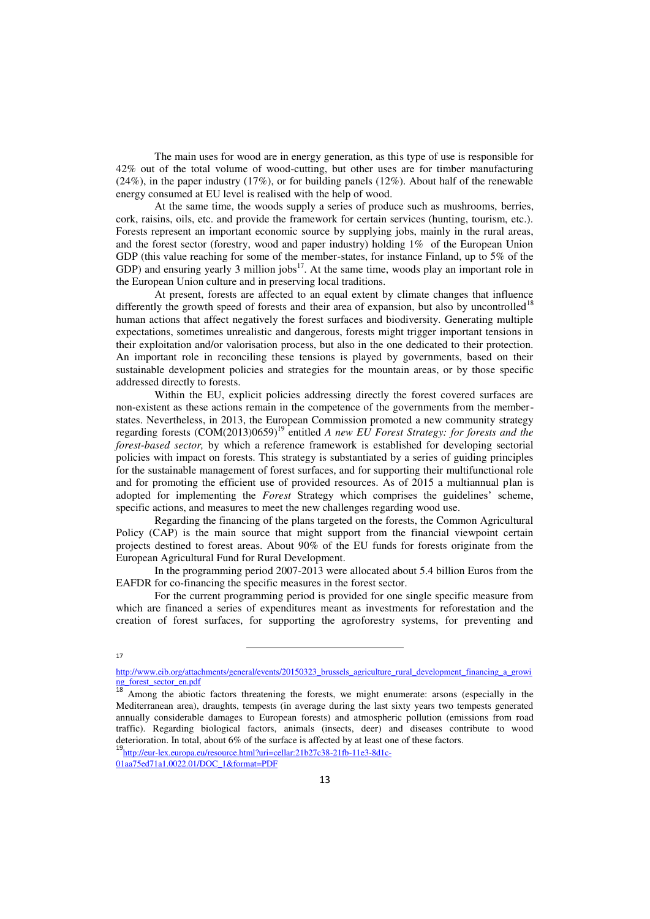The main uses for wood are in energy generation, as this type of use is responsible for 42% out of the total volume of wood-cutting, but other uses are for timber manufacturing (24%), in the paper industry (17%), or for building panels (12%). About half of the renewable energy consumed at EU level is realised with the help of wood.

At the same time, the woods supply a series of produce such as mushrooms, berries, cork, raisins, oils, etc. and provide the framework for certain services (hunting, tourism, etc.). Forests represent an important economic source by supplying jobs, mainly in the rural areas, and the forest sector (forestry, wood and paper industry) holding 1% of the European Union GDP (this value reaching for some of the member-states, for instance Finland, up to 5% of the GDP) and ensuring yearly 3 million jobs[17]. At the same time, woods play an important role in the European Union culture and in preserving local traditions.

At present, forests are affected to an equal extent by climate changes that influence differently the growth speed of forests and their area of expansion, but also by uncontrolled[18] human actions that affect negatively the forest surfaces and biodiversity. Generating multiple expectations, sometimes unrealistic and dangerous, forests might trigger important tensions in their exploitation and/or valorisation process, but also in the one dedicated to their protection. An important role in reconciling these tensions is played by governments, based on their sustainable development policies and strategies for the mountain areas, or by those specific addressed directly to forests.

Within the EU, explicit policies addressing directly the forest covered surfaces are non-existent as these actions remain in the competence of the governments from the member-states. Nevertheless, in 2013, the European Commission promoted a new community strategy regarding forests (COM(2013)0659)[19] entitled *A new EU Forest Strategy: for forests and the forest-based sector,* by which a reference framework is established for developing sectorial policies with impact on forests. This strategy is substantiated by a series of guiding principles for the sustainable management of forest surfaces, and for supporting their multifunctional role and for promoting the efficient use of provided resources. As of 2015 a multiannual plan is adopted for implementing the *Forest* Strategy which comprises the guidelines' scheme, specific actions, and measures to meet the new challenges regarding wood use.

Regarding the financing of the plans targeted on the forests, the Common Agricultural Policy (CAP) is the main source that might support from the financial viewpoint certain projects destined to forest areas. About 90% of the EU funds for forests originate from the European Agricultural Fund for Rural Development.

In the programming period 2007-2013 were allocated about 5.4 billion Euros from the EAFDR for co-financing the specific measures in the forest sector.

For the current programming period is provided for one single specific measure from which are financed a series of expenditures meant as investments for reforestation and the creation of forest surfaces, for supporting the agroforestry systems, for preventing and

---

[17] http://www.eib.org/attachments/general/events/20150323_brussels_agriculture_rural_development_financing_a_growing_forest_sector_en.pdf

[18] Among the abiotic factors threatening the forests, we might enumerate: arsons (especially in the Mediterranean area), draughts, tempests (in average during the last sixty years two tempests generated annually considerable damages to European forests) and atmospheric pollution (emissions from road traffic). Regarding biological factors, animals (insects, deer) and diseases contribute to wood deterioration. In total, about 6% of the surface is affected by at least one of these factors.

[19] http://eur-lex.europa.eu/resource.html?uri=cellar:21b27c38-21fb-11e3-8d1c-01aa75ed71a1.0022.01/DOC_1&format=PDF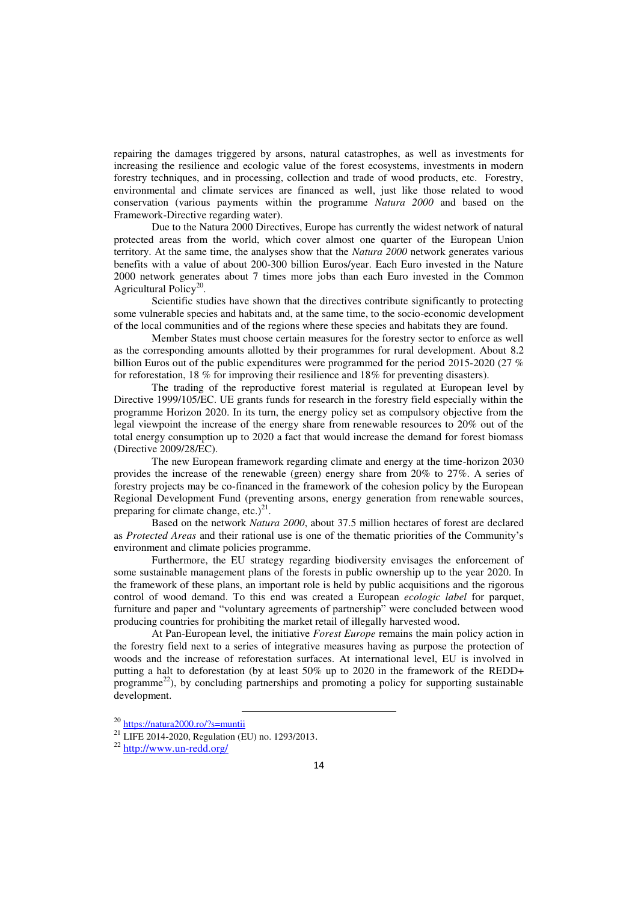repairing the damages triggered by arsons, natural catastrophes, as well as investments for increasing the resilience and ecologic value of the forest ecosystems, investments in modern forestry techniques, and in processing, collection and trade of wood products, etc. Forestry, environmental and climate services are financed as well, just like those related to wood conservation (various payments within the programme *Natura 2000* and based on the Framework-Directive regarding water).

Due to the Natura 2000 Directives, Europe has currently the widest network of natural protected areas from the world, which cover almost one quarter of the European Union territory. At the same time, the analyses show that the *Natura 2000* network generates various benefits with a value of about 200-300 billion Euros/year. Each Euro invested in the Nature 2000 network generates about 7 times more jobs than each Euro invested in the Common Agricultural Policy[20].

Scientific studies have shown that the directives contribute significantly to protecting some vulnerable species and habitats and, at the same time, to the socio-economic development of the local communities and of the regions where these species and habitats they are found.

Member States must choose certain measures for the forestry sector to enforce as well as the corresponding amounts allotted by their programmes for rural development. About 8.2 billion Euros out of the public expenditures were programmed for the period 2015-2020 (27 % for reforestation, 18 % for improving their resilience and 18% for preventing disasters).

The trading of the reproductive forest material is regulated at European level by Directive 1999/105/EC. UE grants funds for research in the forestry field especially within the programme Horizon 2020. In its turn, the energy policy set as compulsory objective from the legal viewpoint the increase of the energy share from renewable resources to 20% out of the total energy consumption up to 2020 a fact that would increase the demand for forest biomass (Directive 2009/28/EC).

The new European framework regarding climate and energy at the time-horizon 2030 provides the increase of the renewable (green) energy share from 20% to 27%. A series of forestry projects may be co-financed in the framework of the cohesion policy by the European Regional Development Fund (preventing arsons, energy generation from renewable sources, preparing for climate change, etc.)[21].

Based on the network *Natura 2000*, about 37.5 million hectares of forest are declared as *Protected Areas* and their rational use is one of the thematic priorities of the Community's environment and climate policies programme.

Furthermore, the EU strategy regarding biodiversity envisages the enforcement of some sustainable management plans of the forests in public ownership up to the year 2020. In the framework of these plans, an important role is held by public acquisitions and the rigorous control of wood demand. To this end was created a European *ecologic label* for parquet, furniture and paper and "voluntary agreements of partnership" were concluded between wood producing countries for prohibiting the market retail of illegally harvested wood.

At Pan-European level, the initiative *Forest Europe* remains the main policy action in the forestry field next to a series of integrative measures having as purpose the protection of woods and the increase of reforestation surfaces. At international level, EU is involved in putting a halt to deforestation (by at least 50% up to 2020 in the framework of the REDD+ programme[22]), by concluding partnerships and promoting a policy for supporting sustainable development.

---

[20] https://natura2000.ro/?s=muntii

[21] LIFE 2014-2020, Regulation (EU) no. 1293/2013.

[22] http://www.un-redd.org/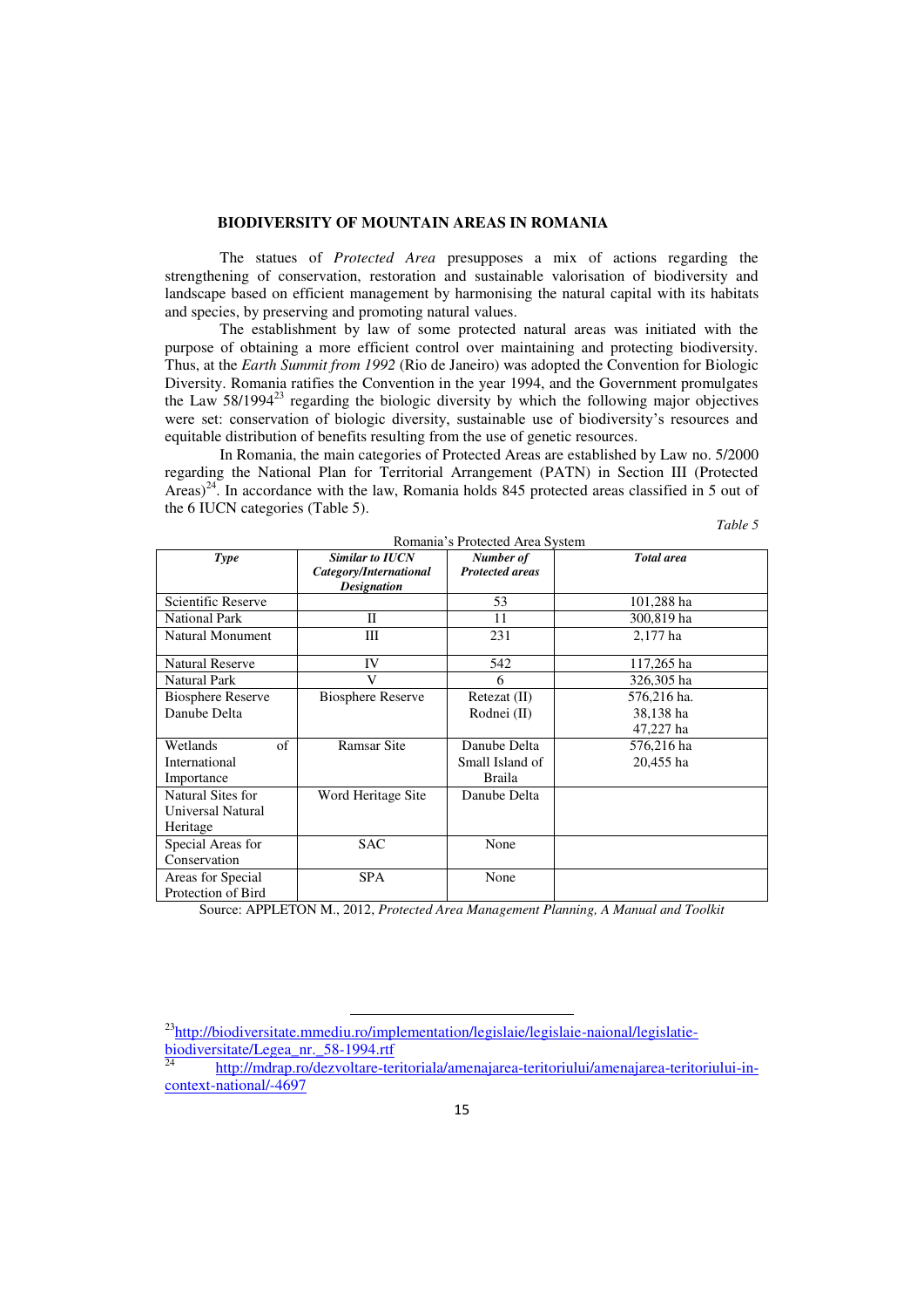## BIODIVERSITY OF MOUNTAIN AREAS IN ROMANIA

The statues of *Protected Area* presupposes a mix of actions regarding the strengthening of conservation, restoration and sustainable valorisation of biodiversity and landscape based on efficient management by harmonising the natural capital with its habitats and species, by preserving and promoting natural values.

The establishment by law of some protected natural areas was initiated with the purpose of obtaining a more efficient control over maintaining and protecting biodiversity. Thus, at the *Earth Summit from 1992* (Rio de Janeiro) was adopted the Convention for Biologic Diversity. Romania ratifies the Convention in the year 1994, and the Government promulgates the Law 58/1994[23] regarding the biologic diversity by which the following major objectives were set: conservation of biologic diversity, sustainable use of biodiversity's resources and equitable distribution of benefits resulting from the use of genetic resources.

In Romania, the main categories of Protected Areas are established by Law no. 5/2000 regarding the National Plan for Territorial Arrangement (PATN) in Section III (Protected Areas)[24]. In accordance with the law, Romania holds 845 protected areas classified in 5 out of the 6 IUCN categories (Table 5).

*Table 5*

Romania's Protected Area System

| ***Type*** | ***Similar to IUCN Category/International Designation*** | ***Number of Protected areas*** | ***Total area*** |
|---|---|---|---|
| Scientific Reserve | | 53 | 101,288 ha |
| National Park | II | 11 | 300,819 ha |
| Natural Monument | III | 231 | 2,177 ha |
| Natural Reserve | IV | 542 | 117,265 ha |
| Natural Park | V | 6 | 326,305 ha |
| Biosphere Reserve Danube Delta | Biosphere Reserve | Retezat (II) Rodnei (II) | 576,216 ha. 38,138 ha 47,227 ha |
| Wetlands of International Importance | Ramsar Site | Danube Delta Small Island of Braila | 576,216 ha 20,455 ha |
| Natural Sites for Universal Natural Heritage | Word Heritage Site | Danube Delta | |
| Special Areas for Conservation | SAC | None | |
| Areas for Special Protection of Bird | SPA | None | |

Source: APPLETON M., 2012, *Protected Area Management Planning, A Manual and Toolkit*

---

[23] http://biodiversitate.mmediu.ro/implementation/legislaie/legislaie-naional/legislatie-biodiversitate/Legea_nr._58-1994.rtf

[24] http://mdrap.ro/dezvoltare-teritoriala/amenajarea-teritoriului/amenajarea-teritoriului-in-context-national/-4697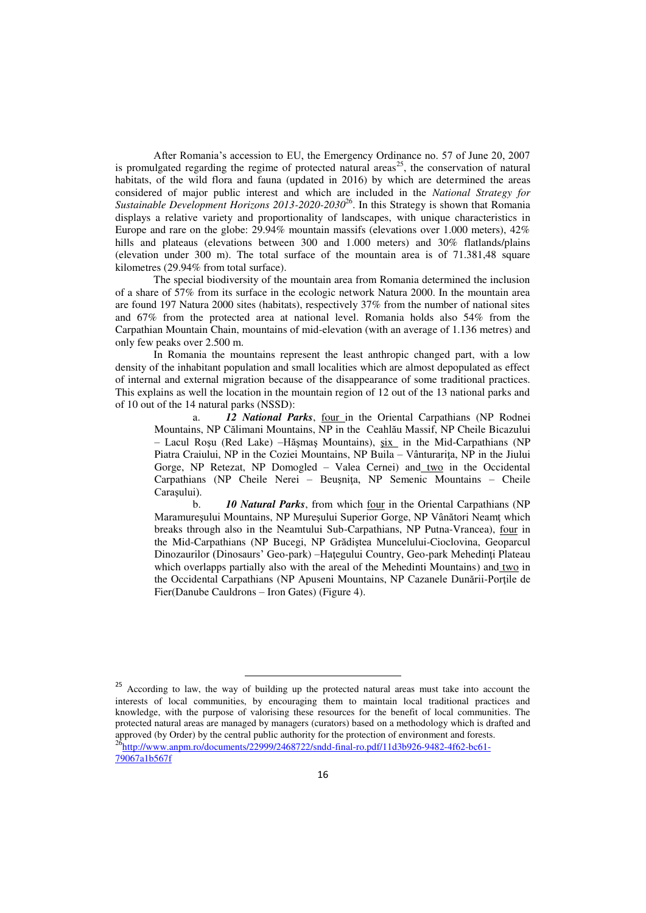After Romania's accession to EU, the Emergency Ordinance no. 57 of June 20, 2007 is promulgated regarding the regime of protected natural areas[25], the conservation of natural habitats, of the wild flora and fauna (updated in 2016) by which are determined the areas considered of major public interest and which are included in the *National Strategy for Sustainable Development Horizons 2013-2020-2030*[26]. In this Strategy is shown that Romania displays a relative variety and proportionality of landscapes, with unique characteristics in Europe and rare on the globe: 29.94% mountain massifs (elevations over 1.000 meters), 42% hills and plateaus (elevations between 300 and 1.000 meters) and 30% flatlands/plains (elevation under 300 m). The total surface of the mountain area is of 71.381,48 square kilometres (29.94% from total surface).

The special biodiversity of the mountain area from Romania determined the inclusion of a share of 57% from its surface in the ecologic network Natura 2000. In the mountain area are found 197 Natura 2000 sites (habitats), respectively 37% from the number of national sites and 67% from the protected area at national level. Romania holds also 54% from the Carpathian Mountain Chain, mountains of mid-elevation (with an average of 1.136 metres) and only few peaks over 2.500 m.

In Romania the mountains represent the least anthropic changed part, with a low density of the inhabitant population and small localities which are almost depopulated as effect of internal and external migration because of the disappearance of some traditional practices. This explains as well the location in the mountain region of 12 out of the 13 national parks and of 10 out of the 14 natural parks (NSSD):

a. ***12 National Parks***, four in the Oriental Carpathians (NP Rodnei Mountains, NP Călimani Mountains, NP in the Ceahlău Massif, NP Cheile Bicazului – Lacul Roşu (Red Lake) –Hăşmaş Mountains), şix in the Mid-Carpathians (NP Piatra Craiului, NP in the Coziei Mountains, NP Buila – Vânturariţa, NP in the Jiului Gorge, NP Retezat, NP Domogled – Valea Cernei) and two in the Occidental Carpathians (NP Cheile Nerei – Beuşniţa, NP Semenic Mountains – Cheile Caraşului).

b. ***10 Natural Parks***, from which four in the Oriental Carpathians (NP Maramureşului Mountains, NP Mureşului Superior Gorge, NP Vânători Neamţ which breaks through also in the Neamtului Sub-Carpathians, NP Putna-Vrancea), four in the Mid-Carpathians (NP Bucegi, NP Grădiştea Muncelului-Cioclovina, Geoparcul Dinozaurilor (Dinosaurs' Geo-park) –Haţegului Country, Geo-park Mehedinţi Plateau which overlapps partially also with the areal of the Mehedinti Mountains) and two in the Occidental Carpathians (NP Apuseni Mountains, NP Cazanele Dunării-Porţile de Fier(Danube Cauldrons – Iron Gates) (Figure 4).

---

[25] According to law, the way of building up the protected natural areas must take into account the interests of local communities, by encouraging them to maintain local traditional practices and knowledge, with the purpose of valorising these resources for the benefit of local communities. The protected natural areas are managed by managers (curators) based on a methodology which is drafted and approved (by Order) by the central public authority for the protection of environment and forests.

[26] http://www.anpm.ro/documents/22999/2468722/sndd-final-ro.pdf/11d3b926-9482-4f62-bc61-79067a1b567f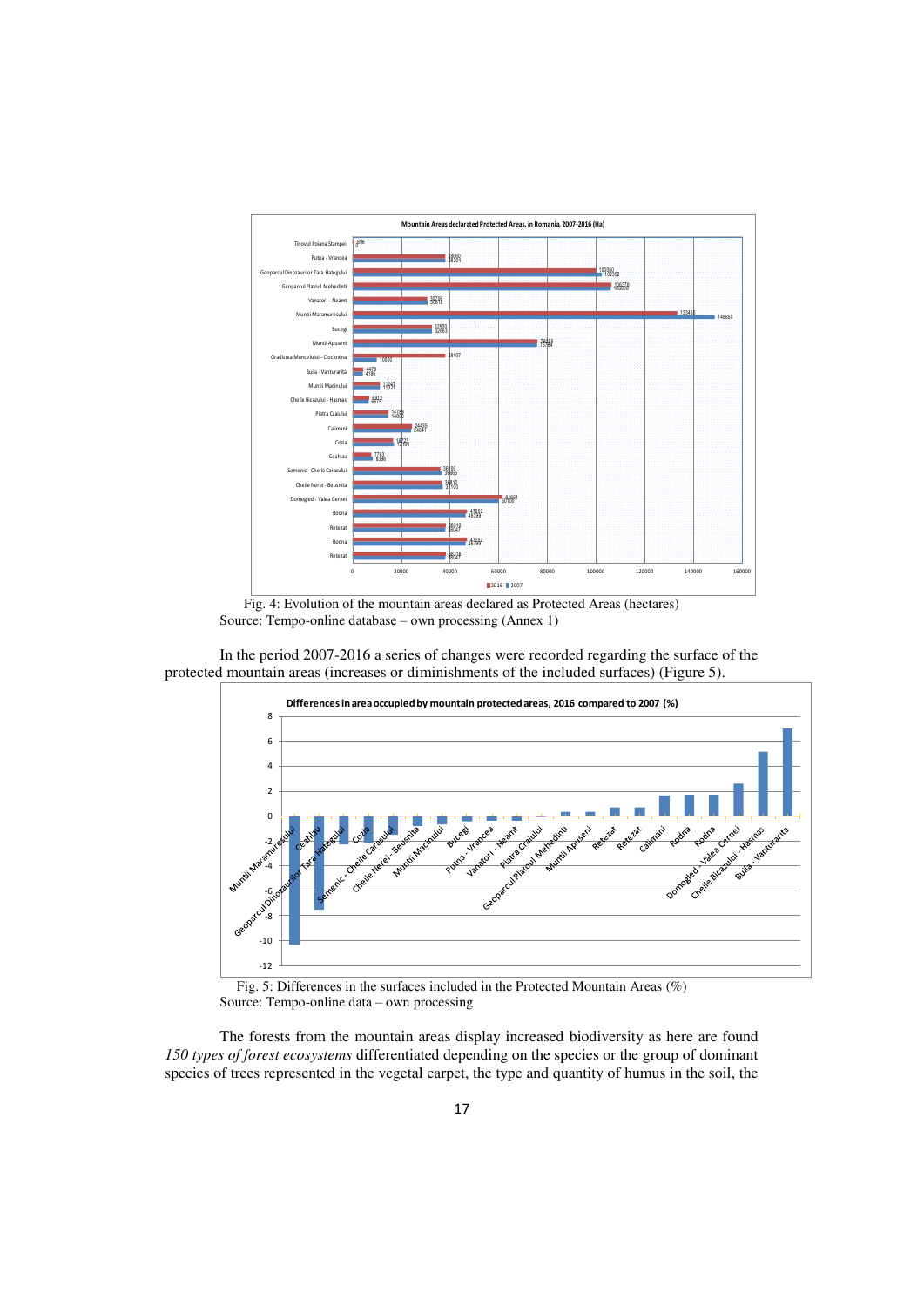Fig. 4: Evolution of the mountain areas declared as Protected Areas (hectares)
Source: Tempo-online database – own processing (Annex 1)

In the period 2007-2016 a series of changes were recorded regarding the surface of the protected mountain areas (increases or diminishments of the included surfaces) (Figure 5).

Fig. 5: Differences in the surfaces included in the Protected Mountain Areas (%)
Source: Tempo-online data – own processing

The forests from the mountain areas display increased biodiversity as here are found *150 types of forest ecosystems* differentiated depending on the species or the group of dominant species of trees represented in the vegetal carpet, the type and quantity of humus in the soil, the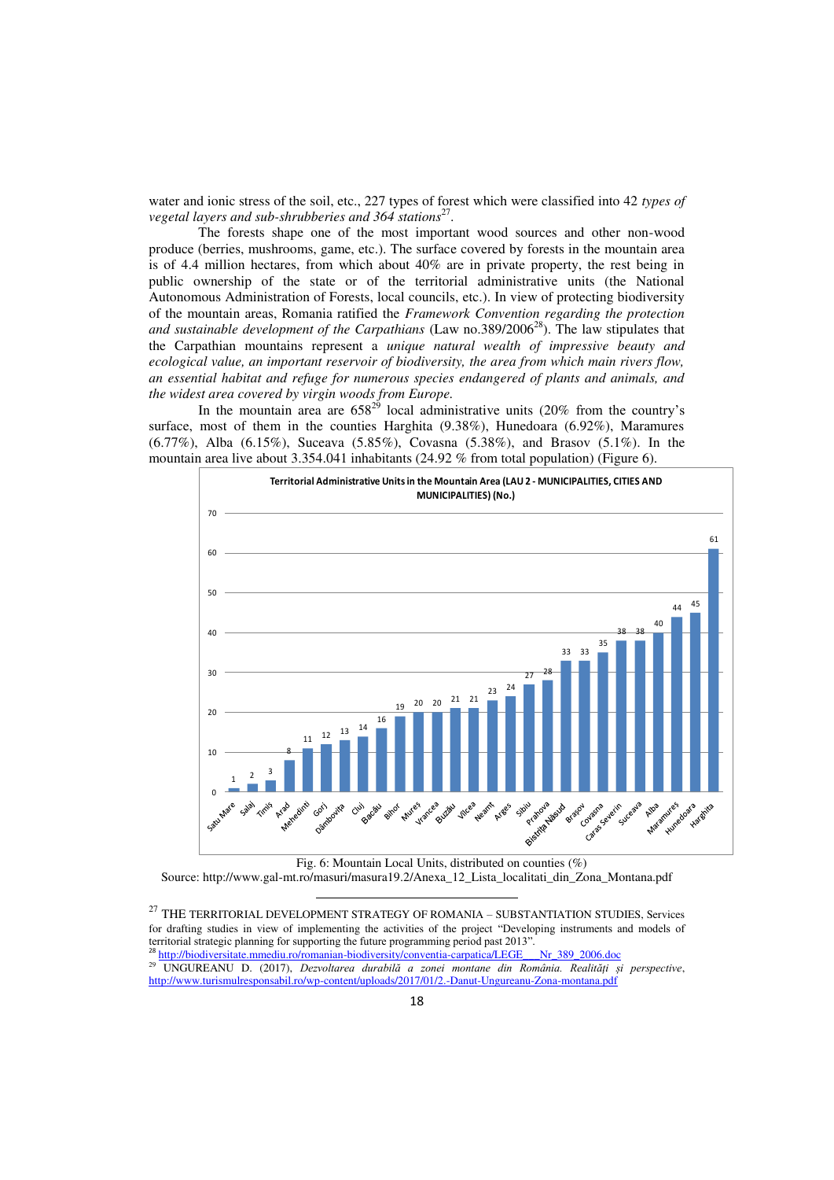water and ionic stress of the soil, etc., 227 types of forest which were classified into 42 *types of vegetal layers and sub-shrubberies and 364 stations*[27].

The forests shape one of the most important wood sources and other non-wood produce (berries, mushrooms, game, etc.). The surface covered by forests in the mountain area is of 4.4 million hectares, from which about 40% are in private property, the rest being in public ownership of the state or of the territorial administrative units (the National Autonomous Administration of Forests, local councils, etc.). In view of protecting biodiversity of the mountain areas, Romania ratified the *Framework Convention regarding the protection and sustainable development of the Carpathians* (Law no.389/2006[28]). The law stipulates that the Carpathian mountains represent a *unique natural wealth of impressive beauty and ecological value, an important reservoir of biodiversity, the area from which main rivers flow, an essential habitat and refuge for numerous species endangered of plants and animals, and the widest area covered by virgin woods from Europe.*

In the mountain area are 658[29] local administrative units (20% from the country's surface, most of them in the counties Harghita (9.38%), Hunedoara (6.92%), Maramures (6.77%), Alba (6.15%), Suceava (5.85%), Covasna (5.38%), and Brasov (5.1%). In the mountain area live about 3.354.041 inhabitants (24.92 % from total population) (Figure 6).

**Territorial Administrative Units in the Mountain Area (LAU 2 - MUNICIPALITIES, CITIES AND MUNICIPALITIES) (No.)**

| County | No. |
|---|---|
| Satu Mare | 1 |
| Salaj | 2 |
| Timis | 3 |
| Arad | 8 |
| Mehedinti | 11 |
| Gorj | 12 |
| Dâmbovita | 13 |
| Cluj | 14 |
| Bacău | 16 |
| Bihor | 19 |
| Mureș | 20 |
| Vrancea | 20 |
| Buzău | 21 |
| Vîlcea | 21 |
| Neamt | 23 |
| Arges | 24 |
| Sibiu | 27 |
| Prahova | 28 |
| Bistrița Năsud | 33 |
| Brasov | 33 |
| Covasna | 35 |
| Caras Severin | 38 |
| Suceava | 38 |
| Alba | 40 |
| Maramures | 44 |
| Hunedoara | 45 |
| Harghita | 61 |

Fig. 6: Mountain Local Units, distributed on counties (%)

Source: http://www.gal-mt.ro/masuri/masura19.2/Anexa_12_Lista_localitati_din_Zona_Montana.pdf

---

[27] THE TERRITORIAL DEVELOPMENT STRATEGY OF ROMANIA – SUBSTANTIATION STUDIES, Services for drafting studies in view of implementing the activities of the project "Developing instruments and models of territorial strategic planning for supporting the future programming period past 2013".

[28] http://biodiversitate.mmediu.ro/romanian-biodiversity/conventia-carpatica/LEGE___Nr_389_2006.doc

[29] UNGUREANU D. (2017), *Dezvoltarea durabilă a zonei montane din România. Realități și perspective*, http://www.turismulresponsabil.ro/wp-content/uploads/2017/01/2.-Danut-Ungureanu-Zona-montana.pdf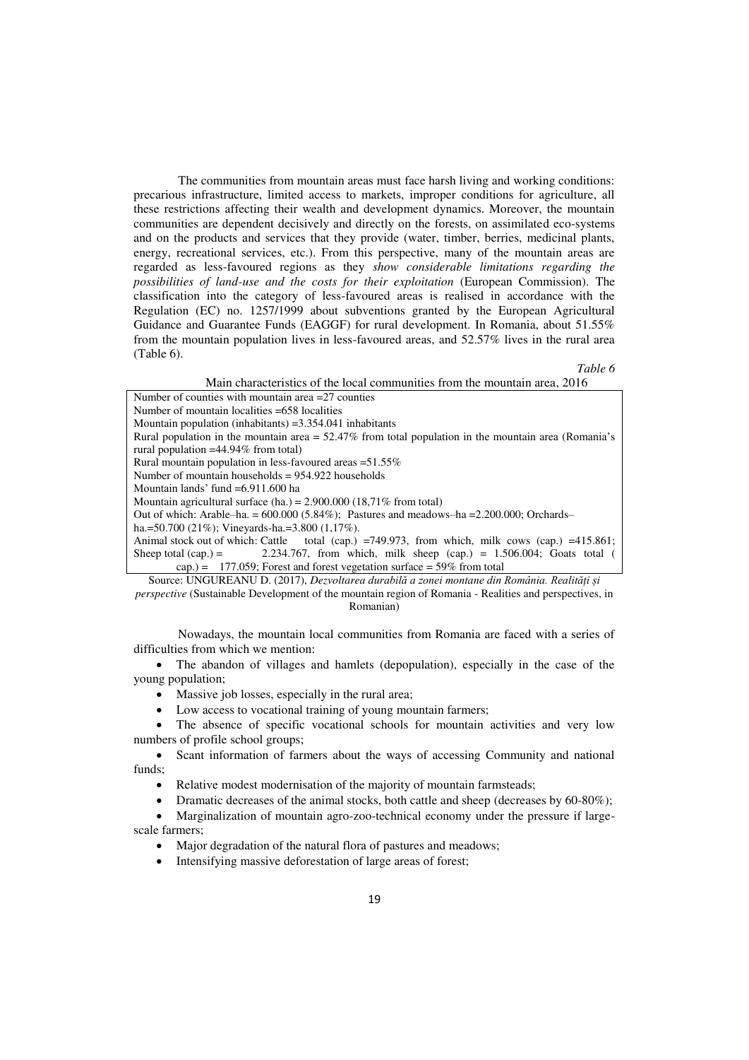The communities from mountain areas must face harsh living and working conditions: precarious infrastructure, limited access to markets, improper conditions for agriculture, all these restrictions affecting their wealth and development dynamics. Moreover, the mountain communities are dependent decisively and directly on the forests, on assimilated eco-systems and on the products and services that they provide (water, timber, berries, medicinal plants, energy, recreational services, etc.). From this perspective, many of the mountain areas are regarded as less-favoured regions as they *show considerable limitations regarding the possibilities of land-use and the costs for their exploitation* (European Commission). The classification into the category of less-favoured areas is realised in accordance with the Regulation (EC) no. 1257/1999 about subventions granted by the European Agricultural Guidance and Guarantee Funds (EAGGF) for rural development. In Romania, about 51.55% from the mountain population lives in less-favoured areas, and 52.57% lives in the rural area (Table 6).

*Table 6*

Main characteristics of the local communities from the mountain area, 2016

| |
|---|
| Number of counties with mountain area =27 counties |
| Number of mountain localities =658 localities |
| Mountain population (inhabitants) =3.354.041 inhabitants |
| Rural population in the mountain area = 52.47% from total population in the mountain area (Romania's rural population =44.94% from total) |
| Rural mountain population in less-favoured areas =51.55% |
| Number of mountain households = 954.922 households |
| Mountain lands' fund =6.911.600 ha |
| Mountain agricultural surface (ha.) = 2.900.000 (18,71% from total) |
| Out of which: Arable–ha. = 600.000 (5.84%); Pastures and meadows–ha =2.200.000; Orchards–ha.=50.700 (21%); Vineyards-ha.=3.800 (1,17%). |
| Animal stock out of which: Cattle total (cap.) =749.973, from which, milk cows (cap.) =415.861; Sheep total (cap.) = 2.234.767, from which, milk sheep (cap.) = 1.506.004; Goats total (cap.) = 177.059; Forest and forest vegetation surface = 59% from total |

Source: UNGUREANU D. (2017), *Dezvoltarea durabilă a zonei montane din România. Realități și perspective* (Sustainable Development of the mountain region of Romania - Realities and perspectives, in Romanian)

Nowadays, the mountain local communities from Romania are faced with a series of difficulties from which we mention:

- The abandon of villages and hamlets (depopulation), especially in the case of the young population;
- Massive job losses, especially in the rural area;
- Low access to vocational training of young mountain farmers;
- The absence of specific vocational schools for mountain activities and very low numbers of profile school groups;
- Scant information of farmers about the ways of accessing Community and national funds;
- Relative modest modernisation of the majority of mountain farmsteads;
- Dramatic decreases of the animal stocks, both cattle and sheep (decreases by 60-80%);
- Marginalization of mountain agro-zoo-technical economy under the pressure if large-scale farmers;
- Major degradation of the natural flora of pastures and meadows;
- Intensifying massive deforestation of large areas of forest;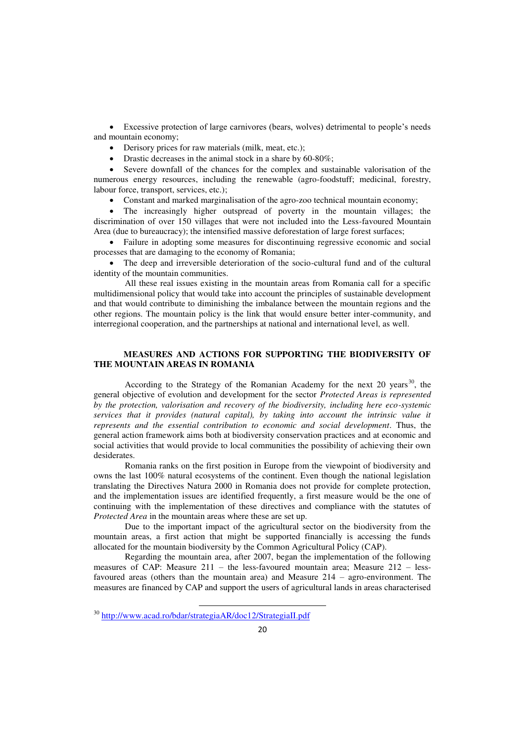- Excessive protection of large carnivores (bears, wolves) detrimental to people's needs and mountain economy;
- Derisory prices for raw materials (milk, meat, etc.);
- Drastic decreases in the animal stock in a share by 60-80%;
- Severe downfall of the chances for the complex and sustainable valorisation of the numerous energy resources, including the renewable (agro-foodstuff; medicinal, forestry, labour force, transport, services, etc.);
- Constant and marked marginalisation of the agro-zoo technical mountain economy;
- The increasingly higher outspread of poverty in the mountain villages; the discrimination of over 150 villages that were not included into the Less-favoured Mountain Area (due to bureaucracy); the intensified massive deforestation of large forest surfaces;
- Failure in adopting some measures for discontinuing regressive economic and social processes that are damaging to the economy of Romania;
- The deep and irreversible deterioration of the socio-cultural fund and of the cultural identity of the mountain communities.

All these real issues existing in the mountain areas from Romania call for a specific multidimensional policy that would take into account the principles of sustainable development and that would contribute to diminishing the imbalance between the mountain regions and the other regions. The mountain policy is the link that would ensure better inter-community, and interregional cooperation, and the partnerships at national and international level, as well.

## MEASURES AND ACTIONS FOR SUPPORTING THE BIODIVERSITY OF THE MOUNTAIN AREAS IN ROMANIA

According to the Strategy of the Romanian Academy for the next 20 years[30], the general objective of evolution and development for the sector *Protected Areas is represented by the protection, valorisation and recovery of the biodiversity, including here eco-systemic services that it provides (natural capital), by taking into account the intrinsic value it represents and the essential contribution to economic and social development*. Thus, the general action framework aims both at biodiversity conservation practices and at economic and social activities that would provide to local communities the possibility of achieving their own desiderates.

Romania ranks on the first position in Europe from the viewpoint of biodiversity and owns the last 100% natural ecosystems of the continent. Even though the national legislation translating the Directives Natura 2000 in Romania does not provide for complete protection, and the implementation issues are identified frequently, a first measure would be the one of continuing with the implementation of these directives and compliance with the statutes of *Protected Area* in the mountain areas where these are set up.

Due to the important impact of the agricultural sector on the biodiversity from the mountain areas, a first action that might be supported financially is accessing the funds allocated for the mountain biodiversity by the Common Agricultural Policy (CAP).

Regarding the mountain area, after 2007, began the implementation of the following measures of CAP: Measure 211 – the less-favoured mountain area; Measure 212 – less-favoured areas (others than the mountain area) and Measure 214 – agro-environment. The measures are financed by CAP and support the users of agricultural lands in areas characterised

---

[30] http://www.acad.ro/bdar/strategiaAR/doc12/StrategiaII.pdf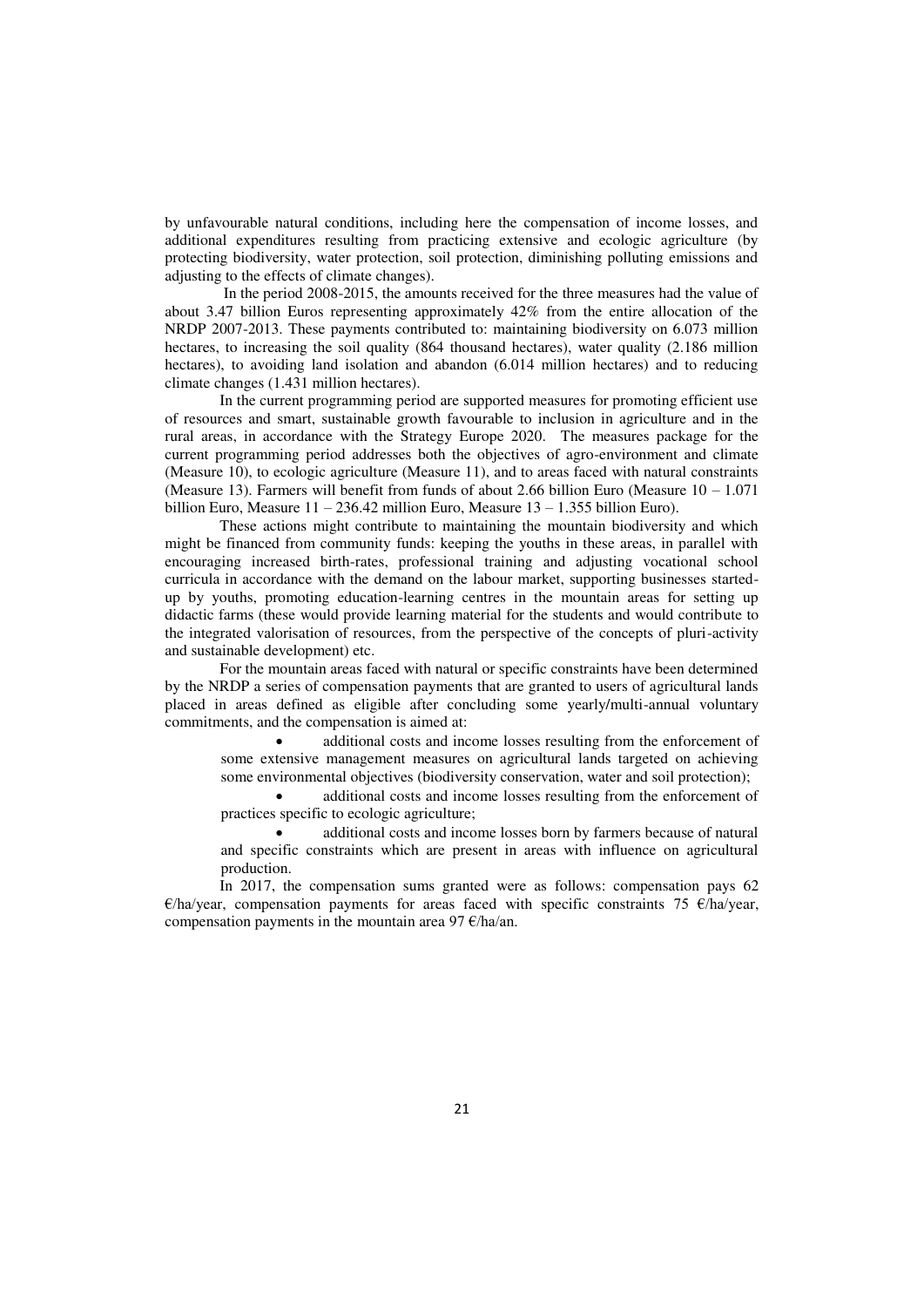by unfavourable natural conditions, including here the compensation of income losses, and additional expenditures resulting from practicing extensive and ecologic agriculture (by protecting biodiversity, water protection, soil protection, diminishing polluting emissions and adjusting to the effects of climate changes).

In the period 2008-2015, the amounts received for the three measures had the value of about 3.47 billion Euros representing approximately 42% from the entire allocation of the NRDP 2007-2013. These payments contributed to: maintaining biodiversity on 6.073 million hectares, to increasing the soil quality (864 thousand hectares), water quality (2.186 million hectares), to avoiding land isolation and abandon (6.014 million hectares) and to reducing climate changes (1.431 million hectares).

In the current programming period are supported measures for promoting efficient use of resources and smart, sustainable growth favourable to inclusion in agriculture and in the rural areas, in accordance with the Strategy Europe 2020. The measures package for the current programming period addresses both the objectives of agro-environment and climate (Measure 10), to ecologic agriculture (Measure 11), and to areas faced with natural constraints (Measure 13). Farmers will benefit from funds of about 2.66 billion Euro (Measure 10 – 1.071 billion Euro, Measure 11 – 236.42 million Euro, Measure 13 – 1.355 billion Euro).

These actions might contribute to maintaining the mountain biodiversity and which might be financed from community funds: keeping the youths in these areas, in parallel with encouraging increased birth-rates, professional training and adjusting vocational school curricula in accordance with the demand on the labour market, supporting businesses started-up by youths, promoting education-learning centres in the mountain areas for setting up didactic farms (these would provide learning material for the students and would contribute to the integrated valorisation of resources, from the perspective of the concepts of pluri-activity and sustainable development) etc.

For the mountain areas faced with natural or specific constraints have been determined by the NRDP a series of compensation payments that are granted to users of agricultural lands placed in areas defined as eligible after concluding some yearly/multi-annual voluntary commitments, and the compensation is aimed at:

- additional costs and income losses resulting from the enforcement of some extensive management measures on agricultural lands targeted on achieving some environmental objectives (biodiversity conservation, water and soil protection);
- additional costs and income losses resulting from the enforcement of practices specific to ecologic agriculture;
- additional costs and income losses born by farmers because of natural and specific constraints which are present in areas with influence on agricultural production.

In 2017, the compensation sums granted were as follows: compensation pays 62 €/ha/year, compensation payments for areas faced with specific constraints 75 €/ha/year, compensation payments in the mountain area 97 €/ha/an.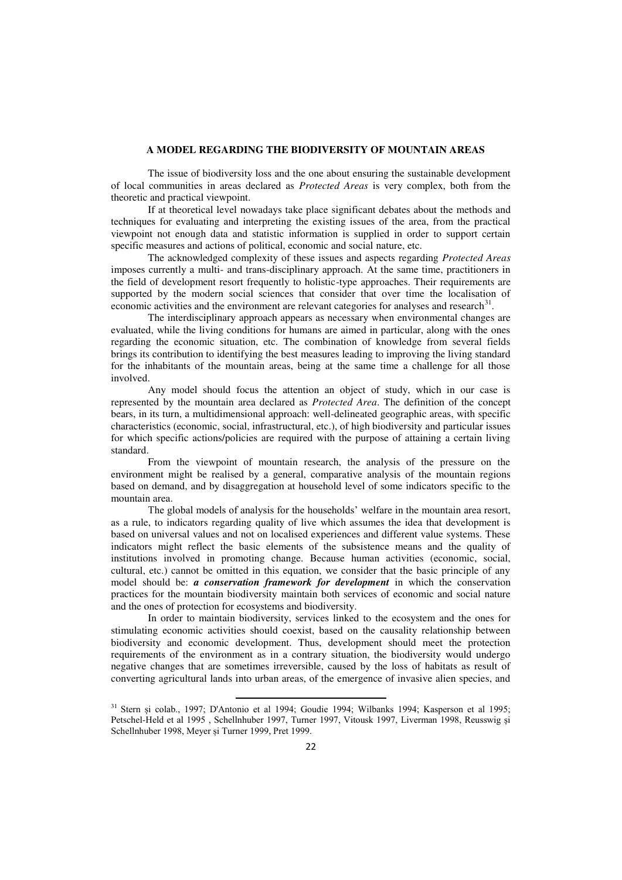## A MODEL REGARDING THE BIODIVERSITY OF MOUNTAIN AREAS

The issue of biodiversity loss and the one about ensuring the sustainable development of local communities in areas declared as *Protected Areas* is very complex, both from the theoretic and practical viewpoint.

If at theoretical level nowadays take place significant debates about the methods and techniques for evaluating and interpreting the existing issues of the area, from the practical viewpoint not enough data and statistic information is supplied in order to support certain specific measures and actions of political, economic and social nature, etc.

The acknowledged complexity of these issues and aspects regarding *Protected Areas* imposes currently a multi- and trans-disciplinary approach. At the same time, practitioners in the field of development resort frequently to holistic-type approaches. Their requirements are supported by the modern social sciences that consider that over time the localisation of economic activities and the environment are relevant categories for analyses and research[31].

The interdisciplinary approach appears as necessary when environmental changes are evaluated, while the living conditions for humans are aimed in particular, along with the ones regarding the economic situation, etc. The combination of knowledge from several fields brings its contribution to identifying the best measures leading to improving the living standard for the inhabitants of the mountain areas, being at the same time a challenge for all those involved.

Any model should focus the attention an object of study, which in our case is represented by the mountain area declared as *Protected Area*. The definition of the concept bears, in its turn, a multidimensional approach: well-delineated geographic areas, with specific characteristics (economic, social, infrastructural, etc.), of high biodiversity and particular issues for which specific actions/policies are required with the purpose of attaining a certain living standard.

From the viewpoint of mountain research, the analysis of the pressure on the environment might be realised by a general, comparative analysis of the mountain regions based on demand, and by disaggregation at household level of some indicators specific to the mountain area.

The global models of analysis for the households' welfare in the mountain area resort, as a rule, to indicators regarding quality of live which assumes the idea that development is based on universal values and not on localised experiences and different value systems. These indicators might reflect the basic elements of the subsistence means and the quality of institutions involved in promoting change. Because human activities (economic, social, cultural, etc.) cannot be omitted in this equation, we consider that the basic principle of any model should be: ***a conservation framework for development*** in which the conservation practices for the mountain biodiversity maintain both services of economic and social nature and the ones of protection for ecosystems and biodiversity.

In order to maintain biodiversity, services linked to the ecosystem and the ones for stimulating economic activities should coexist, based on the causality relationship between biodiversity and economic development. Thus, development should meet the protection requirements of the environment as in a contrary situation, the biodiversity would undergo negative changes that are sometimes irreversible, caused by the loss of habitats as result of converting agricultural lands into urban areas, of the emergence of invasive alien species, and

---

[31] Stern şi colab., 1997; D'Antonio et al 1994; Goudie 1994; Wilbanks 1994; Kasperson et al 1995; Petschel-Held et al 1995 , Schellnhuber 1997, Turner 1997, Vitousk 1997, Liverman 1998, Reusswig şi Schellnhuber 1998, Meyer şi Turner 1999, Pret 1999.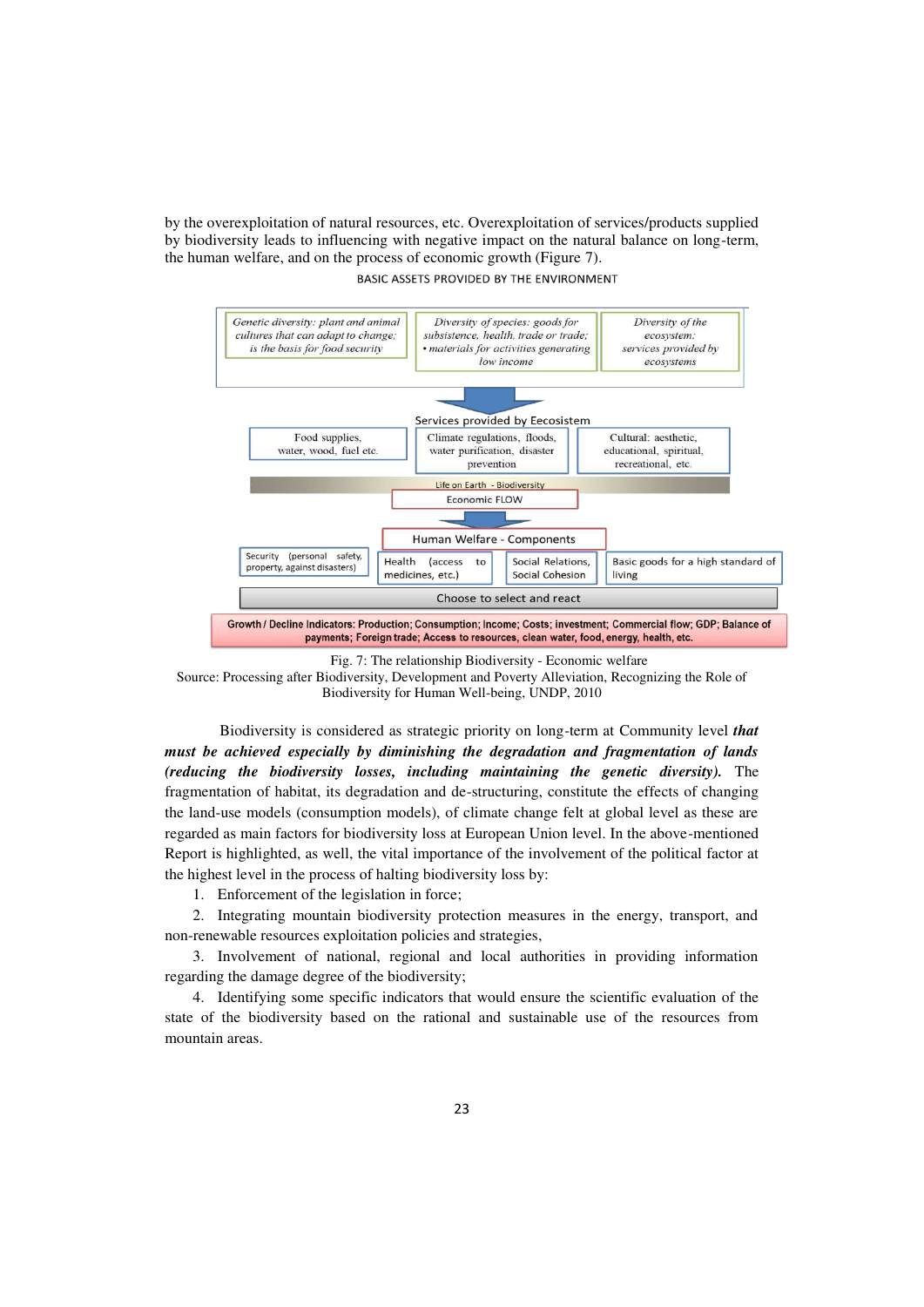by the overexploitation of natural resources, etc. Overexploitation of services/products supplied by biodiversity leads to influencing with negative impact on the natural balance on long-term, the human welfare, and on the process of economic growth (Figure 7).

BASIC ASSETS PROVIDED BY THE ENVIRONMENT

*Genetic diversity: plant and animal cultures that can adapt to change; is the basis for food security*

*Diversity of species: goods for subsistence, health, trade or trade; • materials for activities generating low income*

*Diversity of the ecosystem: services provided by ecosystems*

Services provided by Ecosistem

Food supplies, water, wood, fuel etc.

Climate regulations, floods, water purification, disaster prevention

Cultural: aesthetic, educational, spiritual, recreational, etc.

Life on Earth - Biodiversity

Economic FLOW

Human Welfare - Components

Security (personal safety, property, against disasters)

Health (access to medicines, etc.)

Social Relations, Social Cohesion

Basic goods for a high standard of living

Choose to select and react

**Growth / Decline Indicators: Production; Consumption; Income; Costs; investment; Commercial flow; GDP; Balance of payments; Foreign trade; Access to resources, clean water, food, energy, health, etc.**

Fig. 7: The relationship Biodiversity - Economic welfare

Source: Processing after Biodiversity, Development and Poverty Alleviation, Recognizing the Role of Biodiversity for Human Well-being, UNDP, 2010

Biodiversity is considered as strategic priority on long-term at Community level ***that must be achieved especially by diminishing the degradation and fragmentation of lands (reducing the biodiversity losses, including maintaining the genetic diversity).*** The fragmentation of habitat, its degradation and de-structuring, constitute the effects of changing the land-use models (consumption models), of climate change felt at global level as these are regarded as main factors for biodiversity loss at European Union level. In the above-mentioned Report is highlighted, as well, the vital importance of the involvement of the political factor at the highest level in the process of halting biodiversity loss by:

1. Enforcement of the legislation in force;
2. Integrating mountain biodiversity protection measures in the energy, transport, and non-renewable resources exploitation policies and strategies,
3. Involvement of national, regional and local authorities in providing information regarding the damage degree of the biodiversity;
4. Identifying some specific indicators that would ensure the scientific evaluation of the state of the biodiversity based on the rational and sustainable use of the resources from mountain areas.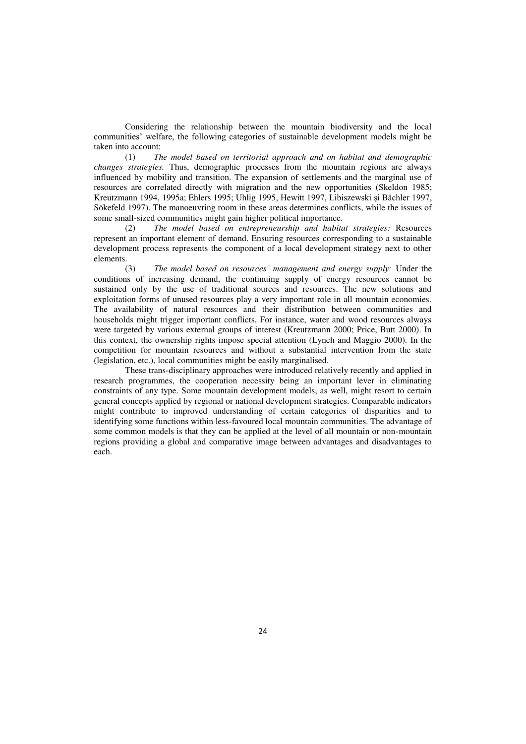Considering the relationship between the mountain biodiversity and the local communities' welfare, the following categories of sustainable development models might be taken into account:

(1) *The model based on territorial approach and on habitat and demographic changes strategies.* Thus, demographic processes from the mountain regions are always influenced by mobility and transition. The expansion of settlements and the marginal use of resources are correlated directly with migration and the new opportunities (Skeldon 1985; Kreutzmann 1994, 1995a; Ehlers 1995; Uhlig 1995, Hewitt 1997, Libiszewski şi Bächler 1997, Sökefeld 1997). The manoeuvring room in these areas determines conflicts, while the issues of some small-sized communities might gain higher political importance.

(2) *The model based on entrepreneurship and habitat strategies:* Resources represent an important element of demand. Ensuring resources corresponding to a sustainable development process represents the component of a local development strategy next to other elements.

(3) *The model based on resources' management and energy supply:* Under the conditions of increasing demand, the continuing supply of energy resources cannot be sustained only by the use of traditional sources and resources. The new solutions and exploitation forms of unused resources play a very important role in all mountain economies. The availability of natural resources and their distribution between communities and households might trigger important conflicts. For instance, water and wood resources always were targeted by various external groups of interest (Kreutzmann 2000; Price, Butt 2000). In this context, the ownership rights impose special attention (Lynch and Maggio 2000). In the competition for mountain resources and without a substantial intervention from the state (legislation, etc.), local communities might be easily marginalised.

These trans-disciplinary approaches were introduced relatively recently and applied in research programmes, the cooperation necessity being an important lever in eliminating constraints of any type. Some mountain development models, as well, might resort to certain general concepts applied by regional or national development strategies. Comparable indicators might contribute to improved understanding of certain categories of disparities and to identifying some functions within less-favoured local mountain communities. The advantage of some common models is that they can be applied at the level of all mountain or non-mountain regions providing a global and comparative image between advantages and disadvantages to each.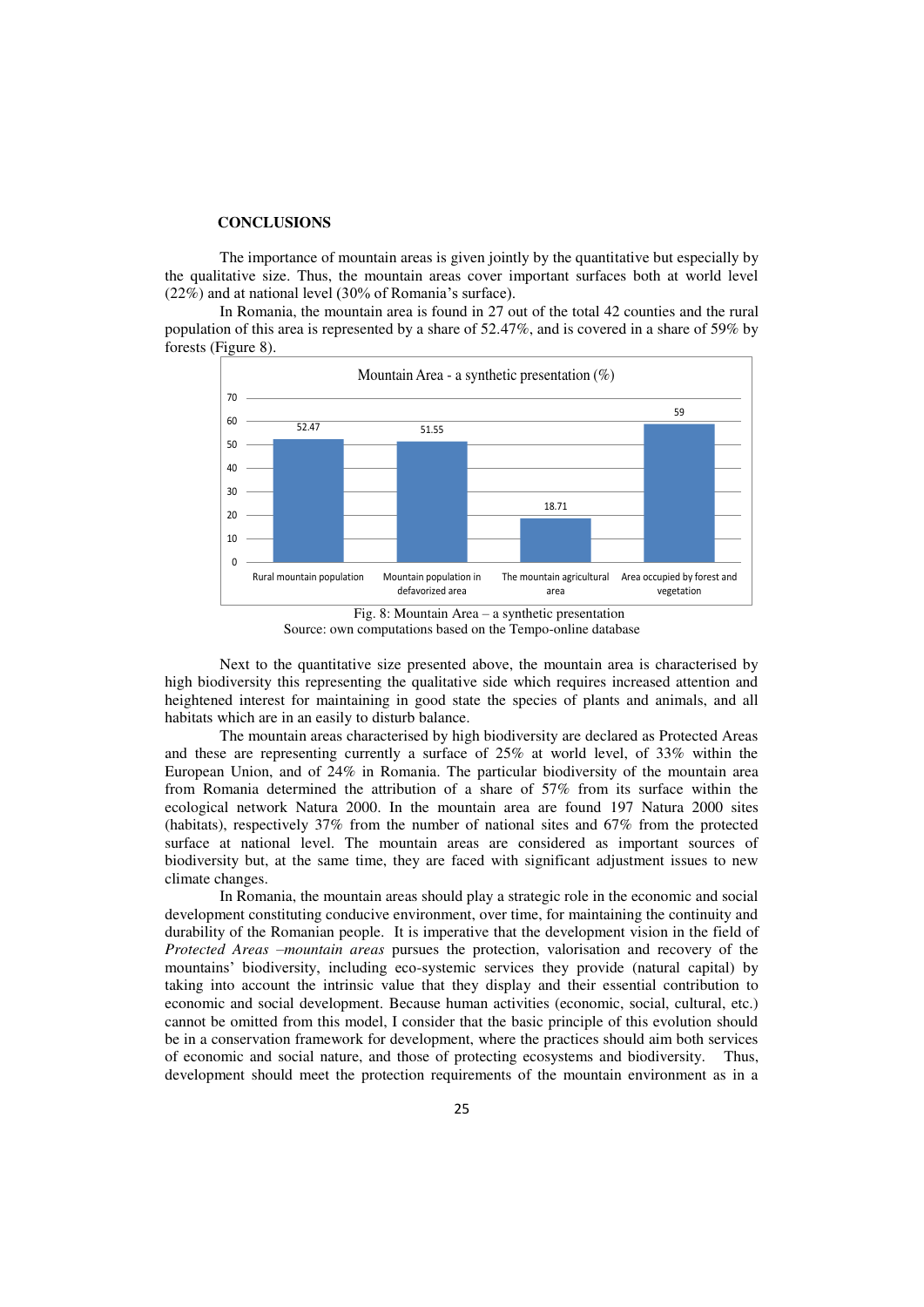**CONCLUSIONS**

The importance of mountain areas is given jointly by the quantitative but especially by the qualitative size. Thus, the mountain areas cover important surfaces both at world level (22%) and at national level (30% of Romania's surface).

In Romania, the mountain area is found in 27 out of the total 42 counties and the rural population of this area is represented by a share of 52.47%, and is covered in a share of 59% by forests (Figure 8).

Mountain Area - a synthetic presentation (%)

| Category | Value (%) |
|---|---|
| Rural mountain population | 52.47 |
| Mountain population in defavorized area | 51.55 |
| The mountain agricultural area | 18.71 |
| Area occupied by forest and vegetation | 59 |

Fig. 8: Mountain Area – a synthetic presentation
Source: own computations based on the Tempo-online database

Next to the quantitative size presented above, the mountain area is characterised by high biodiversity this representing the qualitative side which requires increased attention and heightened interest for maintaining in good state the species of plants and animals, and all habitats which are in an easily to disturb balance.

The mountain areas characterised by high biodiversity are declared as Protected Areas and these are representing currently a surface of 25% at world level, of 33% within the European Union, and of 24% in Romania. The particular biodiversity of the mountain area from Romania determined the attribution of a share of 57% from its surface within the ecological network Natura 2000. In the mountain area are found 197 Natura 2000 sites (habitats), respectively 37% from the number of national sites and 67% from the protected surface at national level. The mountain areas are considered as important sources of biodiversity but, at the same time, they are faced with significant adjustment issues to new climate changes.

In Romania, the mountain areas should play a strategic role in the economic and social development constituting conducive environment, over time, for maintaining the continuity and durability of the Romanian people. It is imperative that the development vision in the field of *Protected Areas –mountain areas* pursues the protection, valorisation and recovery of the mountains' biodiversity, including eco-systemic services they provide (natural capital) by taking into account the intrinsic value that they display and their essential contribution to economic and social development. Because human activities (economic, social, cultural, etc.) cannot be omitted from this model, I consider that the basic principle of this evolution should be in a conservation framework for development, where the practices should aim both services of economic and social nature, and those of protecting ecosystems and biodiversity. Thus, development should meet the protection requirements of the mountain environment as in a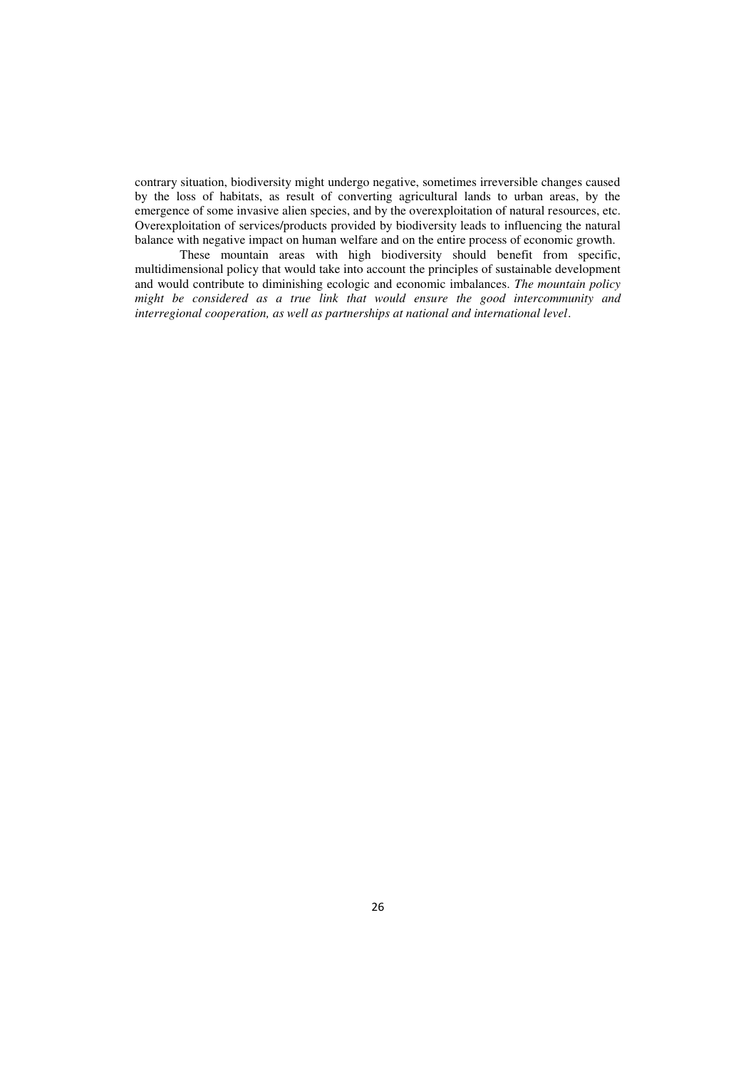contrary situation, biodiversity might undergo negative, sometimes irreversible changes caused by the loss of habitats, as result of converting agricultural lands to urban areas, by the emergence of some invasive alien species, and by the overexploitation of natural resources, etc. Overexploitation of services/products provided by biodiversity leads to influencing the natural balance with negative impact on human welfare and on the entire process of economic growth.

These mountain areas with high biodiversity should benefit from specific, multidimensional policy that would take into account the principles of sustainable development and would contribute to diminishing ecologic and economic imbalances. *The mountain policy might be considered as a true link that would ensure the good intercommunity and interregional cooperation, as well as partnerships at national and international level*.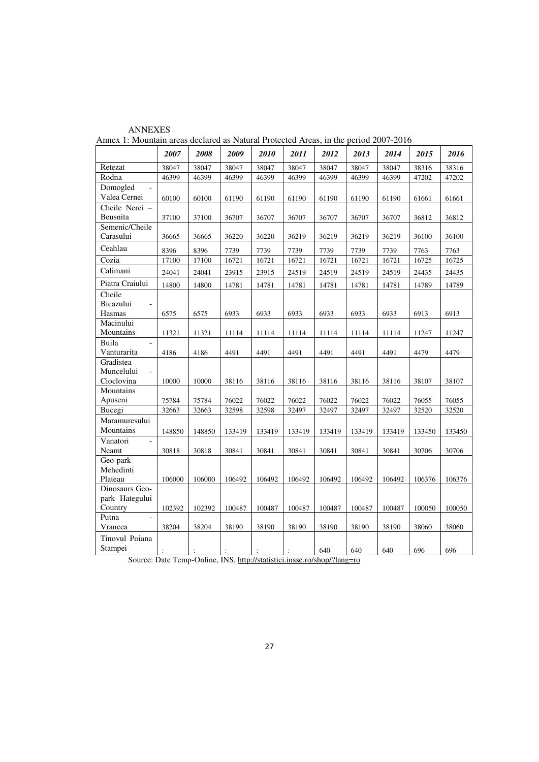ANNEXES

Annex 1: Mountain areas declared as Natural Protected Areas, in the period 2007-2016

| | *2007* | *2008* | *2009* | *2010* | *2011* | *2012* | *2013* | *2014* | *2015* | *2016* |
|---|---|---|---|---|---|---|---|---|---|---|
| Retezat | 38047 | 38047 | 38047 | 38047 | 38047 | 38047 | 38047 | 38047 | 38316 | 38316 |
| Rodna | 46399 | 46399 | 46399 | 46399 | 46399 | 46399 | 46399 | 46399 | 47202 | 47202 |
| Domogled - Valea Cernei | 60100 | 60100 | 61190 | 61190 | 61190 | 61190 | 61190 | 61190 | 61661 | 61661 |
| Cheile Nerei – Beusnita | 37100 | 37100 | 36707 | 36707 | 36707 | 36707 | 36707 | 36707 | 36812 | 36812 |
| Semenic/Cheile Carasului | 36665 | 36665 | 36220 | 36220 | 36219 | 36219 | 36219 | 36219 | 36100 | 36100 |
| Ceahlau | 8396 | 8396 | 7739 | 7739 | 7739 | 7739 | 7739 | 7739 | 7763 | 7763 |
| Cozia | 17100 | 17100 | 16721 | 16721 | 16721 | 16721 | 16721 | 16721 | 16725 | 16725 |
| Calimani | 24041 | 24041 | 23915 | 23915 | 24519 | 24519 | 24519 | 24519 | 24435 | 24435 |
| Piatra Craiului | 14800 | 14800 | 14781 | 14781 | 14781 | 14781 | 14781 | 14781 | 14789 | 14789 |
| Cheile Bicazului - Hasmas | 6575 | 6575 | 6933 | 6933 | 6933 | 6933 | 6933 | 6933 | 6913 | 6913 |
| Macinului Mountains | 11321 | 11321 | 11114 | 11114 | 11114 | 11114 | 11114 | 11114 | 11247 | 11247 |
| Buila - Vanturarita | 4186 | 4186 | 4491 | 4491 | 4491 | 4491 | 4491 | 4491 | 4479 | 4479 |
| Gradistea Muncelului - Cioclovina | 10000 | 10000 | 38116 | 38116 | 38116 | 38116 | 38116 | 38116 | 38107 | 38107 |
| Mountains Apuseni | 75784 | 75784 | 76022 | 76022 | 76022 | 76022 | 76022 | 76022 | 76055 | 76055 |
| Bucegi | 32663 | 32663 | 32598 | 32598 | 32497 | 32497 | 32497 | 32497 | 32520 | 32520 |
| Maramuresului Mountains | 148850 | 148850 | 133419 | 133419 | 133419 | 133419 | 133419 | 133419 | 133450 | 133450 |
| Vanatori - Neamt | 30818 | 30818 | 30841 | 30841 | 30841 | 30841 | 30841 | 30841 | 30706 | 30706 |
| Geo-park Mehedinti Plateau | 106000 | 106000 | 106492 | 106492 | 106492 | 106492 | 106492 | 106492 | 106376 | 106376 |
| Dinosaurs Geo-park Hategului Country | 102392 | 102392 | 100487 | 100487 | 100487 | 100487 | 100487 | 100487 | 100050 | 100050 |
| Putna - Vrancea | 38204 | 38204 | 38190 | 38190 | 38190 | 38190 | 38190 | 38190 | 38060 | 38060 |
| Tinovul Poiana Stampei | : | : | : | : | : | 640 | 640 | 640 | 696 | 696 |

Source: Date Temp-Online, INS, http://statistici.insse.ro/shop/?lang=ro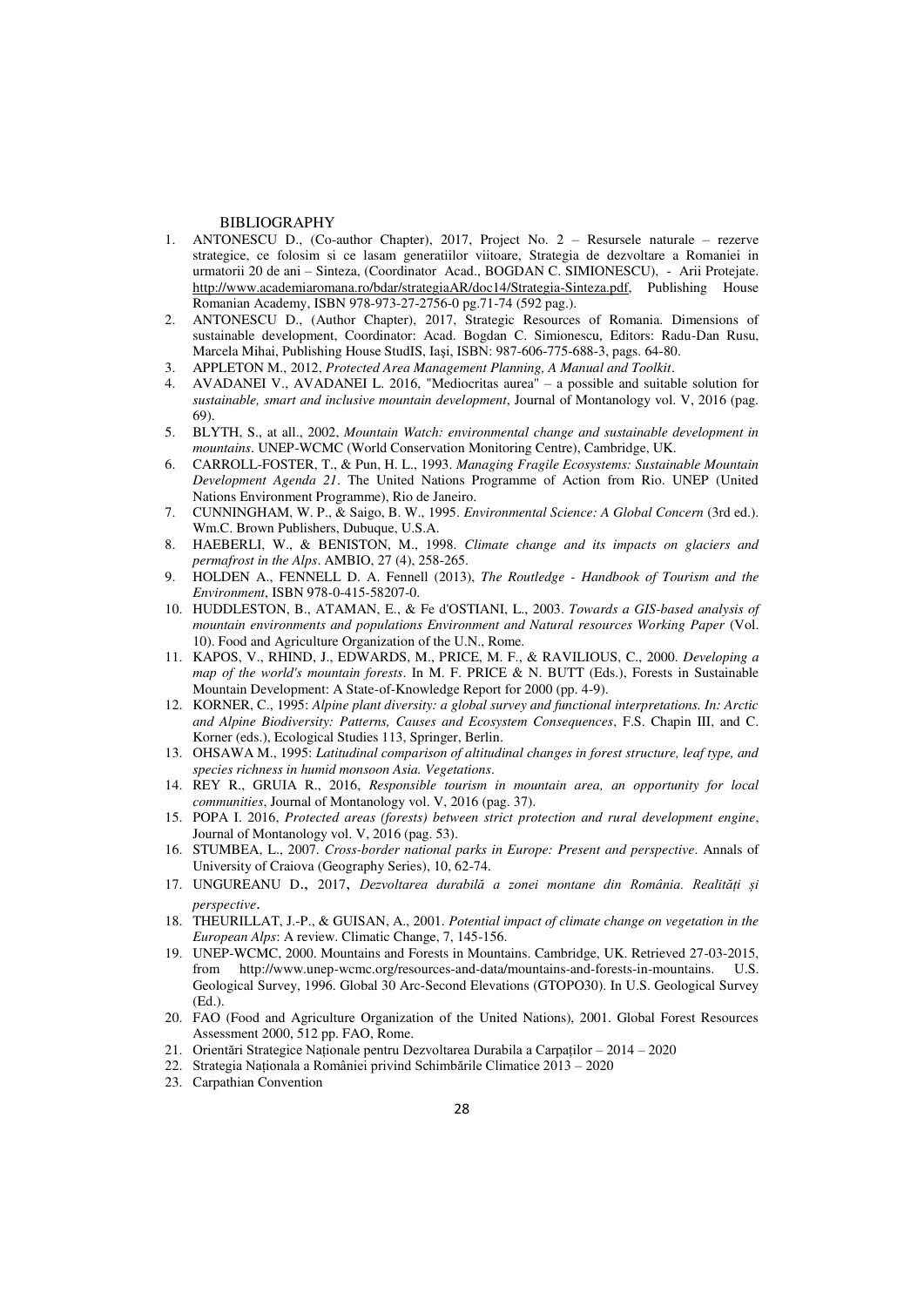## BIBLIOGRAPHY

1. ANTONESCU D., (Co-author Chapter), 2017, Project No. 2 – Resursele naturale – rezerve strategice, ce folosim si ce lasam generatiilor viitoare, Strategia de dezvoltare a Romaniei in urmatorii 20 de ani – Sinteza, (Coordinator Acad., BOGDAN C. SIMIONESCU), - Arii Protejate. http://www.academiaromana.ro/bdar/strategiaAR/doc14/Strategia-Sinteza.pdf, Publishing House Romanian Academy, ISBN 978-973-27-2756-0 pg.71-74 (592 pag.).
2. ANTONESCU D., (Author Chapter), 2017, Strategic Resources of Romania. Dimensions of sustainable development, Coordinator: Acad. Bogdan C. Simionescu, Editors: Radu-Dan Rusu, Marcela Mihai, Publishing House StudIS, Iaşi, ISBN: 987-606-775-688-3, pags. 64-80.
3. APPLETON M., 2012, *Protected Area Management Planning, A Manual and Toolkit*.
4. AVADANEI V., AVADANEI L. 2016, "Mediocritas aurea" – a possible and suitable solution for *sustainable, smart and inclusive mountain development*, Journal of Montanology vol. V, 2016 (pag. 69).
5. BLYTH, S., at all., 2002, *Mountain Watch: environmental change and sustainable development in mountains*. UNEP-WCMC (World Conservation Monitoring Centre), Cambridge, UK.
6. CARROLL-FOSTER, T., & Pun, H. L., 1993. *Managing Fragile Ecosystems: Sustainable Mountain Development Agenda 21*. The United Nations Programme of Action from Rio. UNEP (United Nations Environment Programme), Rio de Janeiro.
7. CUNNINGHAM, W. P., & Saigo, B. W., 1995. *Environmental Science: A Global Concern* (3rd ed.). Wm.C. Brown Publishers, Dubuque, U.S.A.
8. HAEBERLI, W., & BENISTON, M., 1998. *Climate change and its impacts on glaciers and permafrost in the Alps*. AMBIO, 27 (4), 258-265.
9. HOLDEN A., FENNELL D. A. Fennell (2013), *The Routledge - Handbook of Tourism and the Environment*, ISBN 978-0-415-58207-0.
10. HUDDLESTON, B., ATAMAN, E., & Fe d'OSTIANI, L., 2003. *Towards a GIS-based analysis of mountain environments and populations Environment and Natural resources Working Paper* (Vol. 10). Food and Agriculture Organization of the U.N., Rome.
11. KAPOS, V., RHIND, J., EDWARDS, M., PRICE, M. F., & RAVILIOUS, C., 2000. *Developing a map of the world's mountain forests*. In M. F. PRICE & N. BUTT (Eds.), Forests in Sustainable Mountain Development: A State-of-Knowledge Report for 2000 (pp. 4-9).
12. KORNER, C., 1995: *Alpine plant diversity: a global survey and functional interpretations. In: Arctic and Alpine Biodiversity: Patterns, Causes and Ecosystem Consequences*, F.S. Chapin III, and C. Korner (eds.), Ecological Studies 113, Springer, Berlin.
13. OHSAWA M., 1995: *Latitudinal comparison of altitudinal changes in forest structure, leaf type, and species richness in humid monsoon Asia. Vegetations*.
14. REY R., GRUIA R., 2016, *Responsible tourism in mountain area, an opportunity for local communities*, Journal of Montanology vol. V, 2016 (pag. 37).
15. POPA I. 2016, *Protected areas (forests) between strict protection and rural development engine*, Journal of Montanology vol. V, 2016 (pag. 53).
16. STUMBEA, L., 2007. *Cross-border national parks in Europe: Present and perspective*. Annals of University of Craiova (Geography Series), 10, 62-74.
17. UNGUREANU D., 2017, *Dezvoltarea durabilă a zonei montane din România. Realități și perspective*.
18. THEURILLAT, J.-P., & GUISAN, A., 2001. *Potential impact of climate change on vegetation in the European Alps*: A review. Climatic Change, 7, 145-156.
19. UNEP-WCMC, 2000. Mountains and Forests in Mountains. Cambridge, UK. Retrieved 27-03-2015, from http://www.unep-wcmc.org/resources-and-data/mountains-and-forests-in-mountains. U.S. Geological Survey, 1996. Global 30 Arc-Second Elevations (GTOPO30). In U.S. Geological Survey (Ed.).
20. FAO (Food and Agriculture Organization of the United Nations), 2001. Global Forest Resources Assessment 2000, 512 pp. FAO, Rome.
21. Orientări Strategice Naționale pentru Dezvoltarea Durabila a Carpaților – 2014 – 2020
22. Strategia Națională a României privind Schimbările Climatice 2013 – 2020
23. Carpathian Convention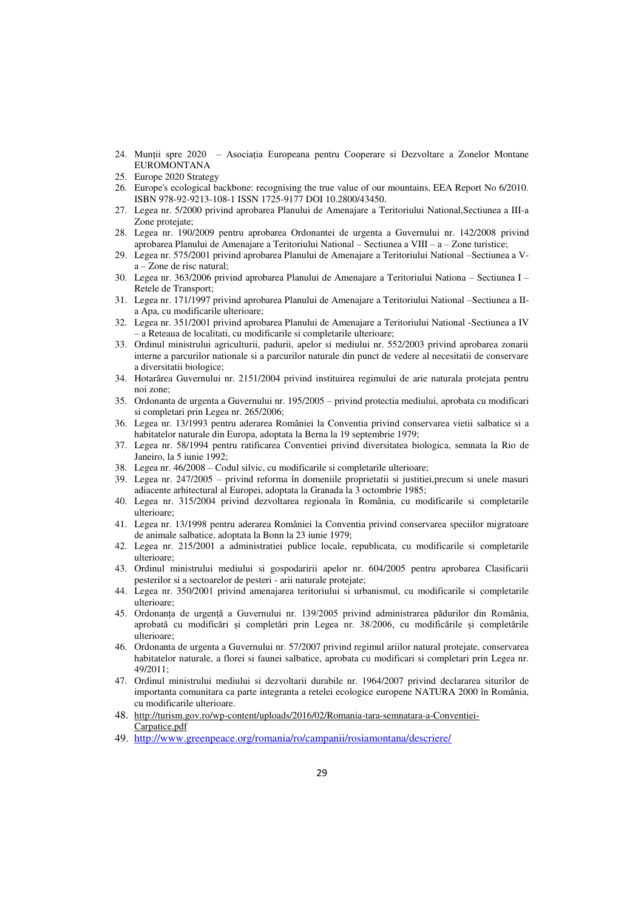24. Munții spre 2020 – Asociația Europeana pentru Cooperare si Dezvoltare a Zonelor Montane EUROMONTANA
25. Europe 2020 Strategy
26. Europe's ecological backbone: recognising the true value of our mountains, EEA Report No 6/2010. ISBN 978-92-9213-108-1 ISSN 1725-9177 DOI 10.2800/43450.
27. Legea nr. 5/2000 privind aprobarea Planului de Amenajare a Teritoriului National,Sectiunea a III-a Zone protejate;
28. Legea nr. 190/2009 pentru aprobarea Ordonantei de urgenta a Guvernului nr. 142/2008 privind aprobarea Planului de Amenajare a Teritoriului National – Sectiunea a VIII – a – Zone turistice;
29. Legea nr. 575/2001 privind aprobarea Planului de Amenajare a Teritoriului National –Sectiunea a V-a – Zone de risc natural;
30. Legea nr. 363/2006 privind aprobarea Planului de Amenajare a Teritoriului Nationa – Sectiunea I – Retele de Transport;
31. Legea nr. 171/1997 privind aprobarea Planului de Amenajare a Teritoriului National –Sectiunea a II-a Apa, cu modificarile ulterioare;
32. Legea nr. 351/2001 privind aprobarea Planului de Amenajare a Teritoriului National -Sectiunea a IV – a Reteaua de localitati, cu modificarile si completarile ulterioare;
33. Ordinul ministrului agriculturii, padurii, apelor si mediului nr. 552/2003 privind aprobarea zonarii interne a parcurilor nationale si a parcurilor naturale din punct de vedere al necesitatii de conservare a diversitatii biologice;
34. Hotarârea Guvernului nr. 2151/2004 privind instituirea regimului de arie naturala protejata pentru noi zone;
35. Ordonanta de urgenta a Guvernului nr. 195/2005 – privind protectia mediului, aprobata cu modificari si completari prin Legea nr. 265/2006;
36. Legea nr. 13/1993 pentru aderarea României la Conventia privind conservarea vietii salbatice si a habitatelor naturale din Europa, adoptata la Berna la 19 septembrie 1979;
37. Legea nr. 58/1994 pentru ratificarea Conventiei privind diversitatea biologica, semnata la Rio de Janeiro, la 5 iunie 1992;
38. Legea nr. 46/2008 – Codul silvic, cu modificarile si completarile ulterioare;
39. Legea nr. 247/2005 – privind reforma în domeniile proprietatii si justitiei,precum si unele masuri adiacente arhitectural al Europei, adoptata la Granada la 3 octombrie 1985;
40. Legea nr. 315/2004 privind dezvoltarea regionala în România, cu modificarile si completarile ulterioare;
41. Legea nr. 13/1998 pentru aderarea României la Conventia privind conservarea speciilor migratoare de animale salbatice, adoptata la Bonn la 23 iunie 1979;
42. Legea nr. 215/2001 a administratiei publice locale, republicata, cu modificarile si completarile ulterioare;
43. Ordinul ministrului mediului si gospodaririi apelor nr. 604/2005 pentru aprobarea Clasificarii pesterilor si a sectoarelor de pesteri - arii naturale protejate;
44. Legea nr. 350/2001 privind amenajarea teritoriului si urbanismul, cu modificarile si completarile ulterioare;
45. Ordonanța de urgență a Guvernului nr. 139/2005 privind administrarea pădurilor din România, aprobată cu modificări și completări prin Legea nr. 38/2006, cu modificările și completările ulterioare;
46. Ordonanta de urgenta a Guvernului nr. 57/2007 privind regimul ariilor natural protejate, conservarea habitatelor naturale, a florei si faunei salbatice, aprobata cu modificari si completari prin Legea nr. 49/2011;
47. Ordinul ministrului mediului si dezvoltarii durabile nr. 1964/2007 privind declararea siturilor de importanta comunitara ca parte integranta a retelei ecologice europene NATURA 2000 în România, cu modificarile ulterioare.
48. http://turism.gov.ro/wp-content/uploads/2016/02/Romania-tara-semnatara-a-Conventiei-Carpatice.pdf
49. http://www.greenpeace.org/romania/ro/campanii/rosiamontana/descriere/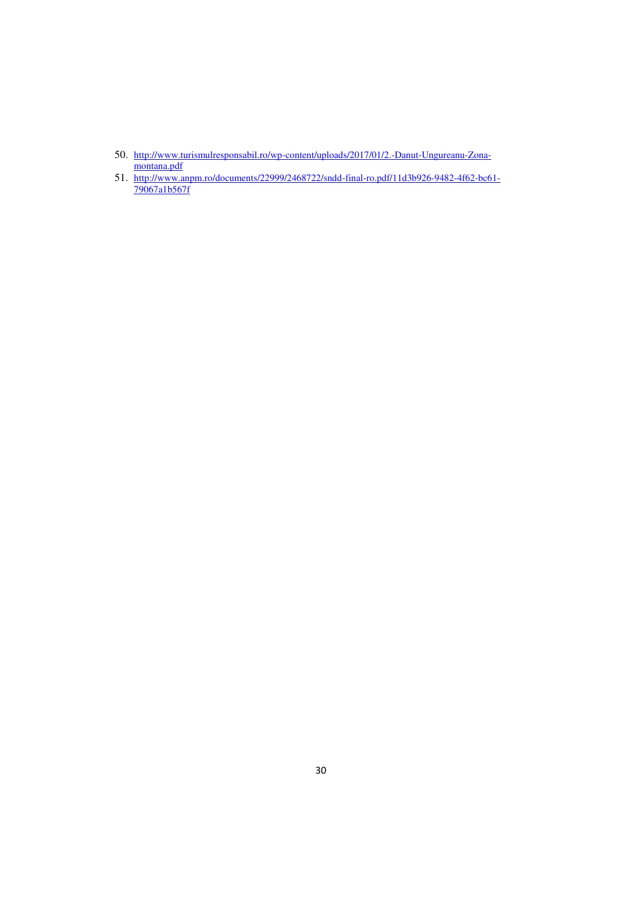50. http://www.turismulresponsabil.ro/wp-content/uploads/2017/01/2.-Danut-Ungureanu-Zona-montana.pdf
51. http://www.anpm.ro/documents/22999/2468722/sndd-final-ro.pdf/11d3b926-9482-4f62-bc61-79067a1b567f